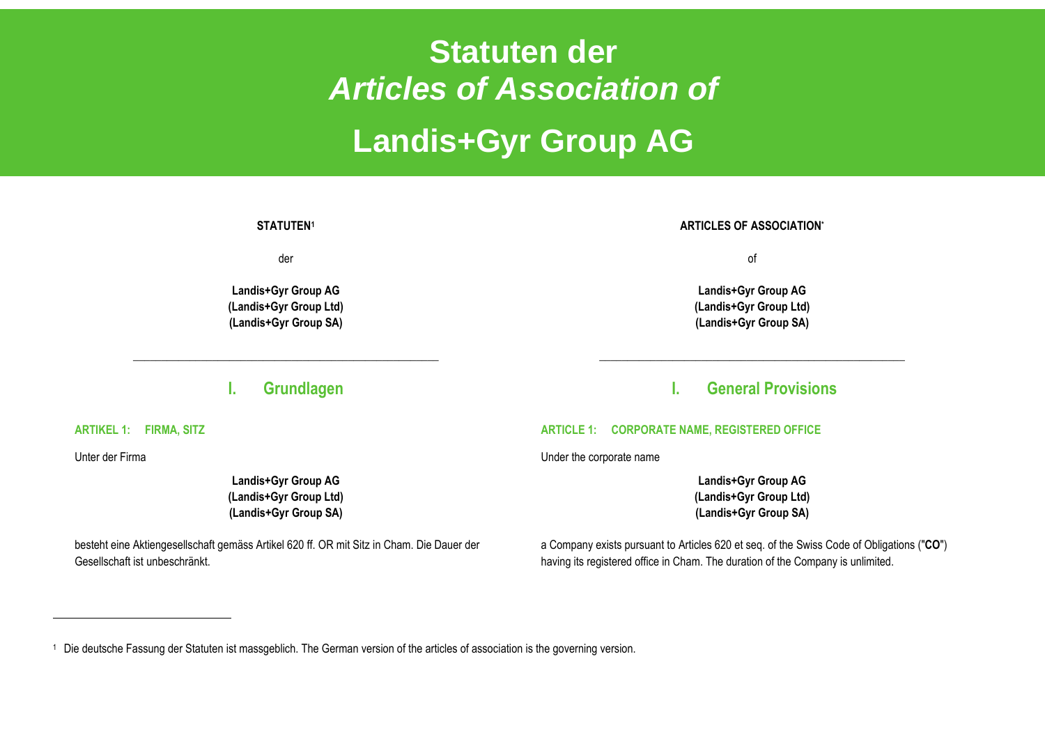# Statuten der
# *Articles of Association of*
# Landis+Gyr Group AG

**STATUTEN**[1]

der

**Landis+Gyr Group AG**
**(Landis+Gyr Group Ltd)**
**(Landis+Gyr Group SA)**

---

## I. Grundlagen

### ARTIKEL 1: FIRMA, SITZ

Unter der Firma

**Landis+Gyr Group AG**
**(Landis+Gyr Group Ltd)**
**(Landis+Gyr Group SA)**

besteht eine Aktiengesellschaft gemäss Artikel 620 ff. OR mit Sitz in Cham. Die Dauer der Gesellschaft ist unbeschränkt.

**ARTICLES OF ASSOCIATION***

of

**Landis+Gyr Group AG**
**(Landis+Gyr Group Ltd)**
**(Landis+Gyr Group SA)**

---

## I. General Provisions

### ARTICLE 1: CORPORATE NAME, REGISTERED OFFICE

Under the corporate name

**Landis+Gyr Group AG**
**(Landis+Gyr Group Ltd)**
**(Landis+Gyr Group SA)**

a Company exists pursuant to Articles 620 et seq. of the Swiss Code of Obligations ("**CO**") having its registered office in Cham. The duration of the Company is unlimited.

---

[1] Die deutsche Fassung der Statuten ist massgeblich. The German version of the articles of association is the governing version.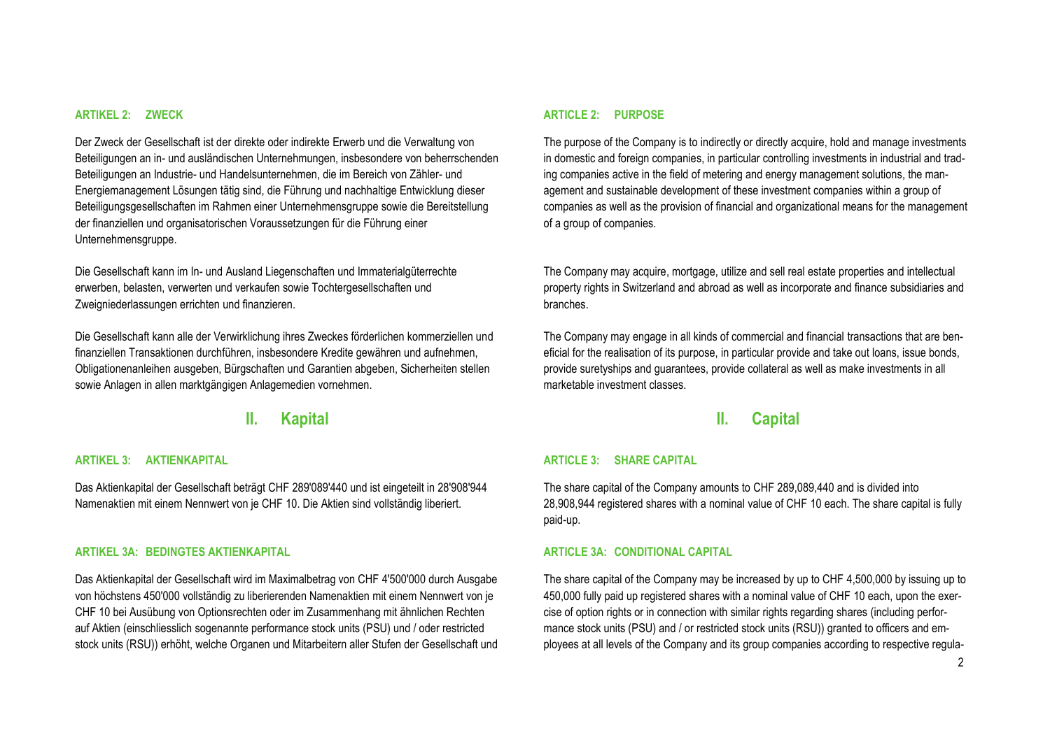### ARTIKEL 2: ZWECK

Der Zweck der Gesellschaft ist der direkte oder indirekte Erwerb und die Verwaltung von Beteiligungen an in- und ausländischen Unternehmungen, insbesondere von beherrschenden Beteiligungen an Industrie- und Handelsunternehmen, die im Bereich von Zähler- und Energiemanagement Lösungen tätig sind, die Führung und nachhaltige Entwicklung dieser Beteiligungsgesellschaften im Rahmen einer Unternehmensgruppe sowie die Bereitstellung der finanziellen und organisatorischen Voraussetzungen für die Führung einer Unternehmensgruppe.

Die Gesellschaft kann im In- und Ausland Liegenschaften und Immaterialgüterrechte erwerben, belasten, verwerten und verkaufen sowie Tochtergesellschaften und Zweigniederlassungen errichten und finanzieren.

Die Gesellschaft kann alle der Verwirklichung ihres Zweckes förderlichen kommerziellen und finanziellen Transaktionen durchführen, insbesondere Kredite gewähren und aufnehmen, Obligationenanleihen ausgeben, Bürgschaften und Garantien abgeben, Sicherheiten stellen sowie Anlagen in allen marktgängigen Anlagemedien vornehmen.

## II. Kapital

### ARTIKEL 3: AKTIENKAPITAL

Das Aktienkapital der Gesellschaft beträgt CHF 289'089'440 und ist eingeteilt in 28'908'944 Namenaktien mit einem Nennwert von je CHF 10. Die Aktien sind vollständig liberiert.

### ARTIKEL 3A: BEDINGTES AKTIENKAPITAL

Das Aktienkapital der Gesellschaft wird im Maximalbetrag von CHF 4'500'000 durch Ausgabe von höchstens 450'000 vollständig zu liberierenden Namenaktien mit einem Nennwert von je CHF 10 bei Ausübung von Optionsrechten oder im Zusammenhang mit ähnlichen Rechten auf Aktien (einschliesslich sogenannte performance stock units (PSU) und / oder restricted stock units (RSU)) erhöht, welche Organen und Mitarbeitern aller Stufen der Gesellschaft und

### ARTICLE 2: PURPOSE

The purpose of the Company is to indirectly or directly acquire, hold and manage investments in domestic and foreign companies, in particular controlling investments in industrial and trading companies active in the field of metering and energy management solutions, the management and sustainable development of these investment companies within a group of companies as well as the provision of financial and organizational means for the management of a group of companies.

The Company may acquire, mortgage, utilize and sell real estate properties and intellectual property rights in Switzerland and abroad as well as incorporate and finance subsidiaries and branches.

The Company may engage in all kinds of commercial and financial transactions that are beneficial for the realisation of its purpose, in particular provide and take out loans, issue bonds, provide suretyships and guarantees, provide collateral as well as make investments in all marketable investment classes.

## II. Capital

### ARTICLE 3: SHARE CAPITAL

The share capital of the Company amounts to CHF 289,089,440 and is divided into 28,908,944 registered shares with a nominal value of CHF 10 each. The share capital is fully paid-up.

### ARTICLE 3A: CONDITIONAL CAPITAL

The share capital of the Company may be increased by up to CHF 4,500,000 by issuing up to 450,000 fully paid up registered shares with a nominal value of CHF 10 each, upon the exercise of option rights or in connection with similar rights regarding shares (including performance stock units (PSU) and / or restricted stock units (RSU)) granted to officers and employees at all levels of the Company and its group companies according to respective regula-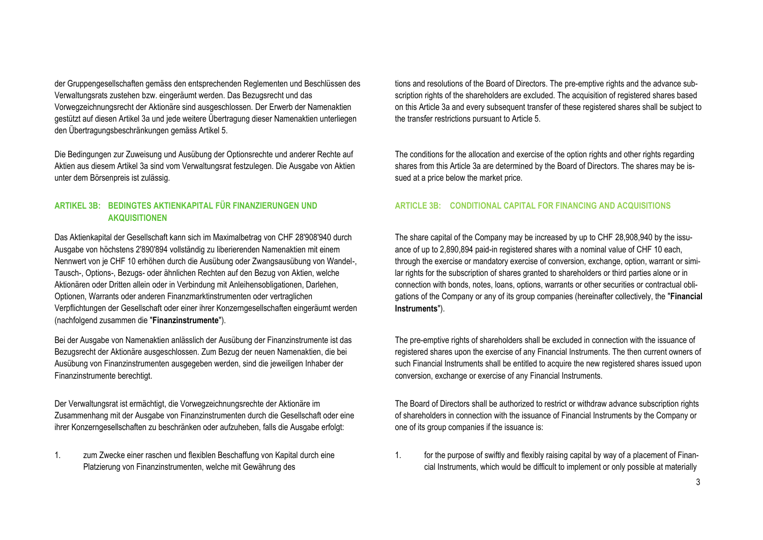der Gruppengesellschaften gemäss den entsprechenden Reglementen und Beschlüssen des Verwaltungsrats zustehen bzw. eingeräumt werden. Das Bezugsrecht und das Vorwegzeichnungsrecht der Aktionäre sind ausgeschlossen. Der Erwerb der Namenaktien gestützt auf diesen Artikel 3a und jede weitere Übertragung dieser Namenaktien unterliegen den Übertragungsbeschränkungen gemäss Artikel 5.

Die Bedingungen zur Zuweisung und Ausübung der Optionsrechte und anderer Rechte auf Aktien aus diesem Artikel 3a sind vom Verwaltungsrat festzulegen. Die Ausgabe von Aktien unter dem Börsenpreis ist zulässig.

### ARTIKEL 3B: BEDINGTES AKTIENKAPITAL FÜR FINANZIERUNGEN UND AKQUISITIONEN

Das Aktienkapital der Gesellschaft kann sich im Maximalbetrag von CHF 28'908'940 durch Ausgabe von höchstens 2'890'894 vollständig zu liberierenden Namenaktien mit einem Nennwert von je CHF 10 erhöhen durch die Ausübung oder Zwangsausübung von Wandel-, Tausch-, Options-, Bezugs- oder ähnlichen Rechten auf den Bezug von Aktien, welche Aktionären oder Dritten allein oder in Verbindung mit Anleihensobligationen, Darlehen, Optionen, Warrants oder anderen Finanzmarktinstrumenten oder vertraglichen Verpflichtungen der Gesellschaft oder einer ihrer Konzerngesellschaften eingeräumt werden (nachfolgend zusammen die "**Finanzinstrumente**").

Bei der Ausgabe von Namenaktien anlässlich der Ausübung der Finanzinstrumente ist das Bezugsrecht der Aktionäre ausgeschlossen. Zum Bezug der neuen Namenaktien, die bei Ausübung von Finanzinstrumenten ausgegeben werden, sind die jeweiligen Inhaber der Finanzinstrumente berechtigt.

Der Verwaltungsrat ist ermächtigt, die Vorwegzeichnungsrechte der Aktionäre im Zusammenhang mit der Ausgabe von Finanzinstrumenten durch die Gesellschaft oder eine ihrer Konzerngesellschaften zu beschränken oder aufzuheben, falls die Ausgabe erfolgt:

1. zum Zwecke einer raschen und flexiblen Beschaffung von Kapital durch eine Platzierung von Finanzinstrumenten, welche mit Gewährung des

tions and resolutions of the Board of Directors. The pre-emptive rights and the advance subscription rights of the shareholders are excluded. The acquisition of registered shares based on this Article 3a and every subsequent transfer of these registered shares shall be subject to the transfer restrictions pursuant to Article 5.

The conditions for the allocation and exercise of the option rights and other rights regarding shares from this Article 3a are determined by the Board of Directors. The shares may be issued at a price below the market price.

### ARTICLE 3B: CONDITIONAL CAPITAL FOR FINANCING AND ACQUISITIONS

The share capital of the Company may be increased by up to CHF 28,908,940 by the issuance of up to 2,890,894 paid-in registered shares with a nominal value of CHF 10 each, through the exercise or mandatory exercise of conversion, exchange, option, warrant or similar rights for the subscription of shares granted to shareholders or third parties alone or in connection with bonds, notes, loans, options, warrants or other securities or contractual obligations of the Company or any of its group companies (hereinafter collectively, the "**Financial Instruments**").

The pre-emptive rights of shareholders shall be excluded in connection with the issuance of registered shares upon the exercise of any Financial Instruments. The then current owners of such Financial Instruments shall be entitled to acquire the new registered shares issued upon conversion, exchange or exercise of any Financial Instruments.

The Board of Directors shall be authorized to restrict or withdraw advance subscription rights of shareholders in connection with the issuance of Financial Instruments by the Company or one of its group companies if the issuance is:

1. for the purpose of swiftly and flexibly raising capital by way of a placement of Financial Instruments, which would be difficult to implement or only possible at materially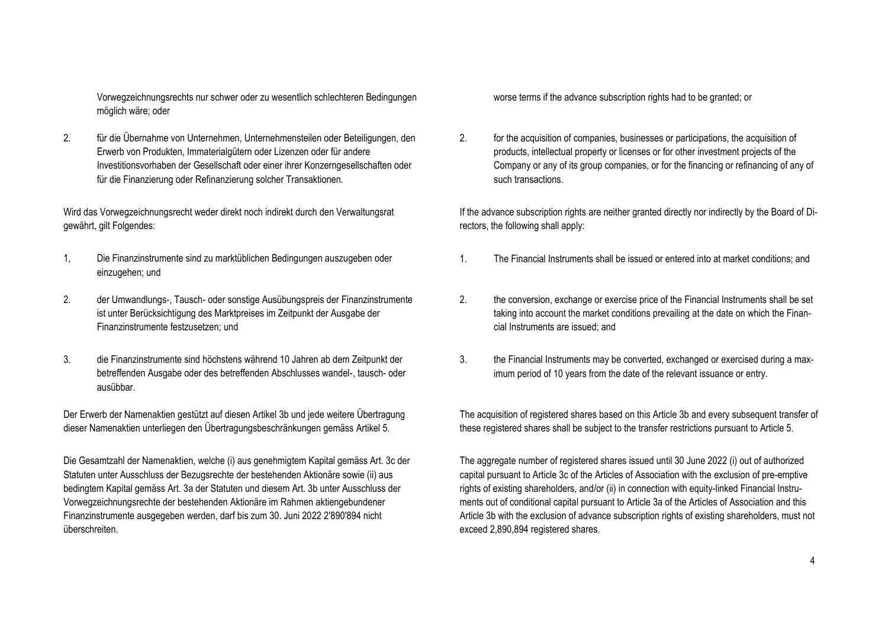Vorwegzeichnungsrechts nur schwer oder zu wesentlich schlechteren Bedingungen möglich wäre; oder

2. für die Übernahme von Unternehmen, Unternehmensteilen oder Beteiligungen, den Erwerb von Produkten, Immaterialgütern oder Lizenzen oder für andere Investitionsvorhaben der Gesellschaft oder einer ihrer Konzerngesellschaften oder für die Finanzierung oder Refinanzierung solcher Transaktionen.

Wird das Vorwegzeichnungsrecht weder direkt noch indirekt durch den Verwaltungsrat gewährt, gilt Folgendes:

1, Die Finanzinstrumente sind zu marktüblichen Bedingungen auszugeben oder einzugehen; und

2. der Umwandlungs-, Tausch- oder sonstige Ausübungspreis der Finanzinstrumente ist unter Berücksichtigung des Marktpreises im Zeitpunkt der Ausgabe der Finanzinstrumente festzusetzen; und

3. die Finanzinstrumente sind höchstens während 10 Jahren ab dem Zeitpunkt der betreffenden Ausgabe oder des betreffenden Abschlusses wandel-, tausch- oder ausübbar.

Der Erwerb der Namenaktien gestützt auf diesen Artikel 3b und jede weitere Übertragung dieser Namenaktien unterliegen den Übertragungsbeschränkungen gemäss Artikel 5.

Die Gesamtzahl der Namenaktien, welche (i) aus genehmigtem Kapital gemäss Art. 3c der Statuten unter Ausschluss der Bezugsrechte der bestehenden Aktionäre sowie (ii) aus bedingtem Kapital gemäss Art. 3a der Statuten und diesem Art. 3b unter Ausschluss der Vorwegzeichnungsrechte der bestehenden Aktionäre im Rahmen aktiengebundener Finanzinstrumente ausgegeben werden, darf bis zum 30. Juni 2022 2'890'894 nicht überschreiten.

worse terms if the advance subscription rights had to be granted; or

2. for the acquisition of companies, businesses or participations, the acquisition of products, intellectual property or licenses or for other investment projects of the Company or any of its group companies, or for the financing or refinancing of any of such transactions.

If the advance subscription rights are neither granted directly nor indirectly by the Board of Directors, the following shall apply:

1. The Financial Instruments shall be issued or entered into at market conditions; and

2. the conversion, exchange or exercise price of the Financial Instruments shall be set taking into account the market conditions prevailing at the date on which the Financial Instruments are issued; and

3. the Financial Instruments may be converted, exchanged or exercised during a maximum period of 10 years from the date of the relevant issuance or entry.

The acquisition of registered shares based on this Article 3b and every subsequent transfer of these registered shares shall be subject to the transfer restrictions pursuant to Article 5.

The aggregate number of registered shares issued until 30 June 2022 (i) out of authorized capital pursuant to Article 3c of the Articles of Association with the exclusion of pre-emptive rights of existing shareholders, and/or (ii) in connection with equity-linked Financial Instruments out of conditional capital pursuant to Article 3a of the Articles of Association and this Article 3b with the exclusion of advance subscription rights of existing shareholders, must not exceed 2,890,894 registered shares.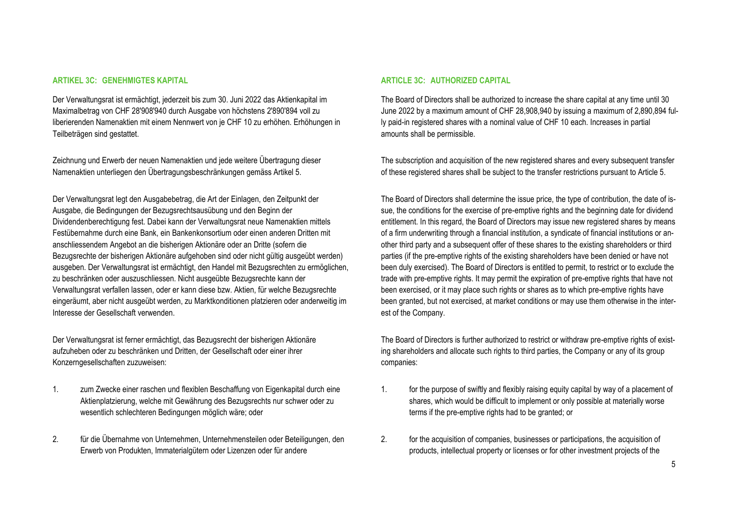### ARTIKEL 3C: GENEHMIGTES KAPITAL

Der Verwaltungsrat ist ermächtigt, jederzeit bis zum 30. Juni 2022 das Aktienkapital im Maximalbetrag von CHF 28'908'940 durch Ausgabe von höchstens 2'890'894 voll zu liberierenden Namenaktien mit einem Nennwert von je CHF 10 zu erhöhen. Erhöhungen in Teilbeträgen sind gestattet.

Zeichnung und Erwerb der neuen Namenaktien und jede weitere Übertragung dieser Namenaktien unterliegen den Übertragungsbeschränkungen gemäss Artikel 5.

Der Verwaltungsrat legt den Ausgabebetrag, die Art der Einlagen, den Zeitpunkt der Ausgabe, die Bedingungen der Bezugsrechtsausübung und den Beginn der Dividendenberechtigung fest. Dabei kann der Verwaltungsrat neue Namenaktien mittels Festübernahme durch eine Bank, ein Bankenkonsortium oder einen anderen Dritten mit anschliessendem Angebot an die bisherigen Aktionäre oder an Dritte (sofern die Bezugsrechte der bisherigen Aktionäre aufgehoben sind oder nicht gültig ausgeübt werden) ausgeben. Der Verwaltungsrat ist ermächtigt, den Handel mit Bezugsrechten zu ermöglichen, zu beschränken oder auszuschliessen. Nicht ausgeübte Bezugsrechte kann der Verwaltungsrat verfallen lassen, oder er kann diese bzw. Aktien, für welche Bezugsrechte eingeräumt, aber nicht ausgeübt werden, zu Marktkonditionen platzieren oder anderweitig im Interesse der Gesellschaft verwenden.

Der Verwaltungsrat ist ferner ermächtigt, das Bezugsrecht der bisherigen Aktionäre aufzuheben oder zu beschränken und Dritten, der Gesellschaft oder einer ihrer Konzerngesellschaften zuzuweisen:

1. zum Zwecke einer raschen und flexiblen Beschaffung von Eigenkapital durch eine Aktienplatzierung, welche mit Gewährung des Bezugsrechts nur schwer oder zu wesentlich schlechteren Bedingungen möglich wäre; oder

2. für die Übernahme von Unternehmen, Unternehmensteilen oder Beteiligungen, den Erwerb von Produkten, Immaterialgütern oder Lizenzen oder für andere

### ARTICLE 3C: AUTHORIZED CAPITAL

The Board of Directors shall be authorized to increase the share capital at any time until 30 June 2022 by a maximum amount of CHF 28,908,940 by issuing a maximum of 2,890,894 fully paid-in registered shares with a nominal value of CHF 10 each. Increases in partial amounts shall be permissible.

The subscription and acquisition of the new registered shares and every subsequent transfer of these registered shares shall be subject to the transfer restrictions pursuant to Article 5.

The Board of Directors shall determine the issue price, the type of contribution, the date of issue, the conditions for the exercise of pre-emptive rights and the beginning date for dividend entitlement. In this regard, the Board of Directors may issue new registered shares by means of a firm underwriting through a financial institution, a syndicate of financial institutions or another third party and a subsequent offer of these shares to the existing shareholders or third parties (if the pre-emptive rights of the existing shareholders have been denied or have not been duly exercised). The Board of Directors is entitled to permit, to restrict or to exclude the trade with pre-emptive rights. It may permit the expiration of pre-emptive rights that have not been exercised, or it may place such rights or shares as to which pre-emptive rights have been granted, but not exercised, at market conditions or may use them otherwise in the interest of the Company.

The Board of Directors is further authorized to restrict or withdraw pre-emptive rights of existing shareholders and allocate such rights to third parties, the Company or any of its group companies:

1. for the purpose of swiftly and flexibly raising equity capital by way of a placement of shares, which would be difficult to implement or only possible at materially worse terms if the pre-emptive rights had to be granted; or

2. for the acquisition of companies, businesses or participations, the acquisition of products, intellectual property or licenses or for other investment projects of the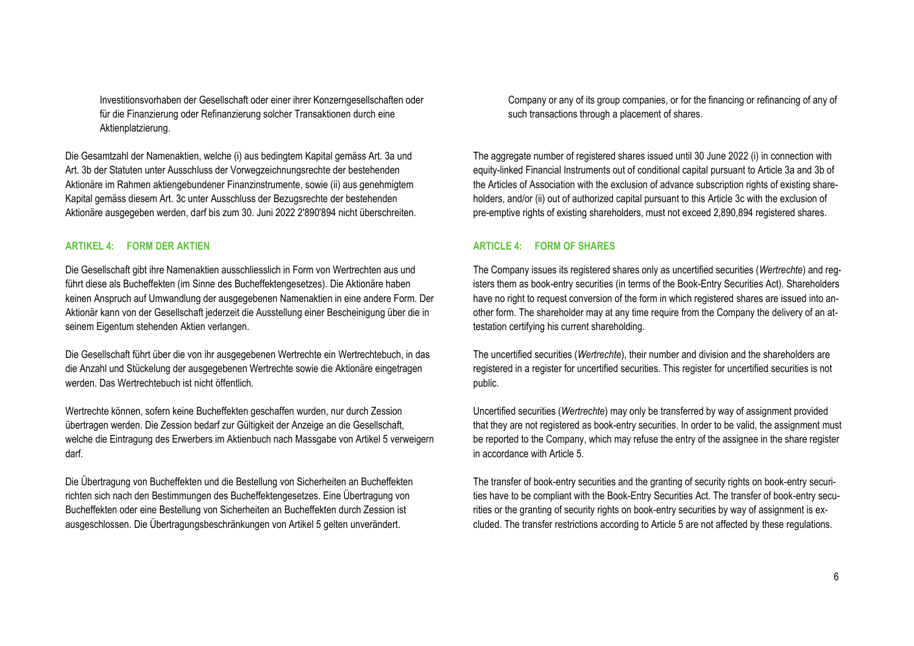Investitionsvorhaben der Gesellschaft oder einer ihrer Konzerngesellschaften oder für die Finanzierung oder Refinanzierung solcher Transaktionen durch eine Aktienplatzierung.

Die Gesamtzahl der Namenaktien, welche (i) aus bedingtem Kapital gemäss Art. 3a und Art. 3b der Statuten unter Ausschluss der Vorwegzeichnungsrechte der bestehenden Aktionäre im Rahmen aktiengebundener Finanzinstrumente, sowie (ii) aus genehmigtem Kapital gemäss diesem Art. 3c unter Ausschluss der Bezugsrechte der bestehenden Aktionäre ausgegeben werden, darf bis zum 30. Juni 2022 2'890'894 nicht überschreiten.

### ARTIKEL 4: FORM DER AKTIEN

Die Gesellschaft gibt ihre Namenaktien ausschliesslich in Form von Wertrechten aus und führt diese als Bucheffekten (im Sinne des Bucheffektengesetzes). Die Aktionäre haben keinen Anspruch auf Umwandlung der ausgegebenen Namenaktien in eine andere Form. Der Aktionär kann von der Gesellschaft jederzeit die Ausstellung einer Bescheinigung über die in seinem Eigentum stehenden Aktien verlangen.

Die Gesellschaft führt über die von ihr ausgegebenen Wertrechte ein Wertrechtebuch, in das die Anzahl und Stückelung der ausgegebenen Wertrechte sowie die Aktionäre eingetragen werden. Das Wertrechtebuch ist nicht öffentlich.

Wertrechte können, sofern keine Bucheffekten geschaffen wurden, nur durch Zession übertragen werden. Die Zession bedarf zur Gültigkeit der Anzeige an die Gesellschaft, welche die Eintragung des Erwerbers im Aktienbuch nach Massgabe von Artikel 5 verweigern darf.

Die Übertragung von Bucheffekten und die Bestellung von Sicherheiten an Bucheffekten richten sich nach den Bestimmungen des Bucheffektengesetzes. Eine Übertragung von Bucheffekten oder eine Bestellung von Sicherheiten an Bucheffekten durch Zession ist ausgeschlossen. Die Übertragungsbeschränkungen von Artikel 5 gelten unverändert.

Company or any of its group companies, or for the financing or refinancing of any of such transactions through a placement of shares.

The aggregate number of registered shares issued until 30 June 2022 (i) in connection with equity-linked Financial Instruments out of conditional capital pursuant to Article 3a and 3b of the Articles of Association with the exclusion of advance subscription rights of existing shareholders, and/or (ii) out of authorized capital pursuant to this Article 3c with the exclusion of pre-emptive rights of existing shareholders, must not exceed 2,890,894 registered shares.

### ARTICLE 4: FORM OF SHARES

The Company issues its registered shares only as uncertified securities (*Wertrechte*) and registers them as book-entry securities (in terms of the Book-Entry Securities Act). Shareholders have no right to request conversion of the form in which registered shares are issued into another form. The shareholder may at any time require from the Company the delivery of an attestation certifying his current shareholding.

The uncertified securities (*Wertrechte*), their number and division and the shareholders are registered in a register for uncertified securities. This register for uncertified securities is not public.

Uncertified securities (*Wertrechte*) may only be transferred by way of assignment provided that they are not registered as book-entry securities. In order to be valid, the assignment must be reported to the Company, which may refuse the entry of the assignee in the share register in accordance with Article 5.

The transfer of book-entry securities and the granting of security rights on book-entry securities have to be compliant with the Book-Entry Securities Act. The transfer of book-entry securities or the granting of security rights on book-entry securities by way of assignment is excluded. The transfer restrictions according to Article 5 are not affected by these regulations.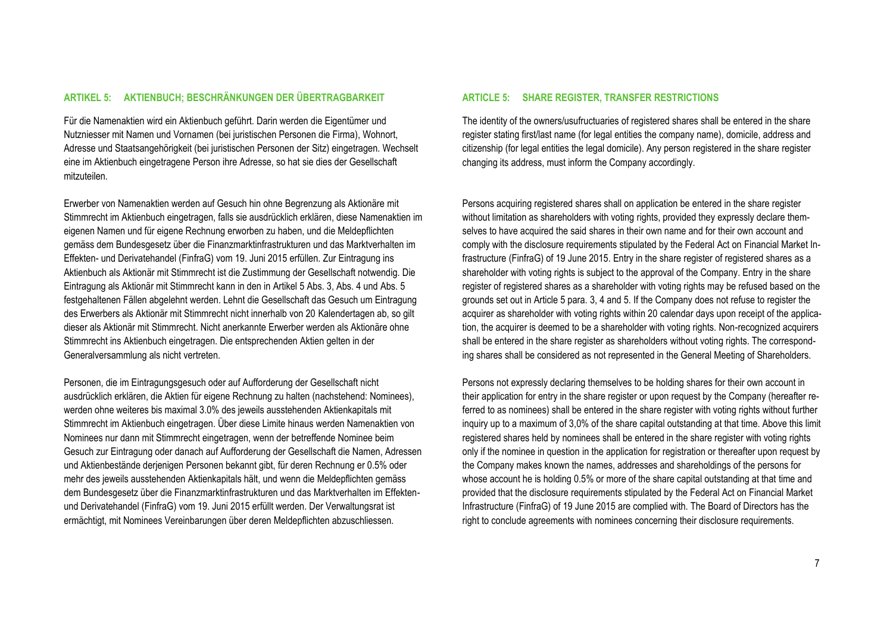## ARTIKEL 5: AKTIENBUCH; BESCHRÄNKUNGEN DER ÜBERTRAGBARKEIT

Für die Namenaktien wird ein Aktienbuch geführt. Darin werden die Eigentümer und Nutzniesser mit Namen und Vornamen (bei juristischen Personen die Firma), Wohnort, Adresse und Staatsangehörigkeit (bei juristischen Personen der Sitz) eingetragen. Wechselt eine im Aktienbuch eingetragene Person ihre Adresse, so hat sie dies der Gesellschaft mitzuteilen.

Erwerber von Namenaktien werden auf Gesuch hin ohne Begrenzung als Aktionäre mit Stimmrecht im Aktienbuch eingetragen, falls sie ausdrücklich erklären, diese Namenaktien im eigenen Namen und für eigene Rechnung erworben zu haben, und die Meldepflichten gemäss dem Bundesgesetz über die Finanzmarktinfrastrukturen und das Marktverhalten im Effekten- und Derivatehandel (FinfraG) vom 19. Juni 2015 erfüllen. Zur Eintragung ins Aktienbuch als Aktionär mit Stimmrecht ist die Zustimmung der Gesellschaft notwendig. Die Eintragung als Aktionär mit Stimmrecht kann in den in Artikel 5 Abs. 3, Abs. 4 und Abs. 5 festgehaltenen Fällen abgelehnt werden. Lehnt die Gesellschaft das Gesuch um Eintragung des Erwerbers als Aktionär mit Stimmrecht nicht innerhalb von 20 Kalendertagen ab, so gilt dieser als Aktionär mit Stimmrecht. Nicht anerkannte Erwerber werden als Aktionäre ohne Stimmrecht ins Aktienbuch eingetragen. Die entsprechenden Aktien gelten in der Generalversammlung als nicht vertreten.

Personen, die im Eintragungsgesuch oder auf Aufforderung der Gesellschaft nicht ausdrücklich erklären, die Aktien für eigene Rechnung zu halten (nachstehend: Nominees), werden ohne weiteres bis maximal 3.0% des jeweils ausstehenden Aktienkapitals mit Stimmrecht im Aktienbuch eingetragen. Über diese Limite hinaus werden Namenaktien von Nominees nur dann mit Stimmrecht eingetragen, wenn der betreffende Nominee beim Gesuch zur Eintragung oder danach auf Aufforderung der Gesellschaft die Namen, Adressen und Aktienbestände derjenigen Personen bekannt gibt, für deren Rechnung er 0.5% oder mehr des jeweils ausstehenden Aktienkapitals hält, und wenn die Meldepflichten gemäss dem Bundesgesetz über die Finanzmarktinfrastrukturen und das Marktverhalten im Effekten- und Derivatehandel (FinfraG) vom 19. Juni 2015 erfüllt werden. Der Verwaltungsrat ist ermächtigt, mit Nominees Vereinbarungen über deren Meldepflichten abzuschliessen.

## ARTICLE 5: SHARE REGISTER, TRANSFER RESTRICTIONS

The identity of the owners/usufructuaries of registered shares shall be entered in the share register stating first/last name (for legal entities the company name), domicile, address and citizenship (for legal entities the legal domicile). Any person registered in the share register changing its address, must inform the Company accordingly.

Persons acquiring registered shares shall on application be entered in the share register without limitation as shareholders with voting rights, provided they expressly declare themselves to have acquired the said shares in their own name and for their own account and comply with the disclosure requirements stipulated by the Federal Act on Financial Market Infrastructure (FinfraG) of 19 June 2015. Entry in the share register of registered shares as a shareholder with voting rights is subject to the approval of the Company. Entry in the share register of registered shares as a shareholder with voting rights may be refused based on the grounds set out in Article 5 para. 3, 4 and 5. If the Company does not refuse to register the acquirer as shareholder with voting rights within 20 calendar days upon receipt of the application, the acquirer is deemed to be a shareholder with voting rights. Non-recognized acquirers shall be entered in the share register as shareholders without voting rights. The corresponding shares shall be considered as not represented in the General Meeting of Shareholders.

Persons not expressly declaring themselves to be holding shares for their own account in their application for entry in the share register or upon request by the Company (hereafter referred to as nominees) shall be entered in the share register with voting rights without further inquiry up to a maximum of 3,0% of the share capital outstanding at that time. Above this limit registered shares held by nominees shall be entered in the share register with voting rights only if the nominee in question in the application for registration or thereafter upon request by the Company makes known the names, addresses and shareholdings of the persons for whose account he is holding 0.5% or more of the share capital outstanding at that time and provided that the disclosure requirements stipulated by the Federal Act on Financial Market Infrastructure (FinfraG) of 19 June 2015 are complied with. The Board of Directors has the right to conclude agreements with nominees concerning their disclosure requirements.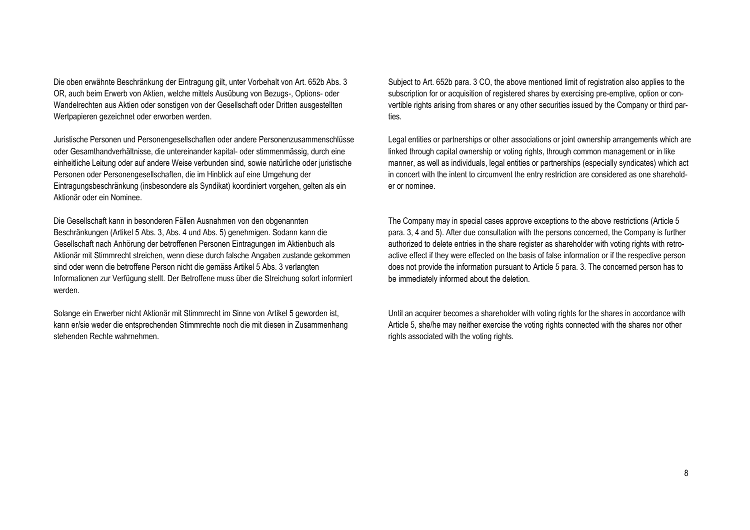Die oben erwähnte Beschränkung der Eintragung gilt, unter Vorbehalt von Art. 652b Abs. 3 OR, auch beim Erwerb von Aktien, welche mittels Ausübung von Bezugs-, Options- oder Wandelrechten aus Aktien oder sonstigen von der Gesellschaft oder Dritten ausgestellten Wertpapieren gezeichnet oder erworben werden.

Subject to Art. 652b para. 3 CO, the above mentioned limit of registration also applies to the subscription for or acquisition of registered shares by exercising pre-emptive, option or convertible rights arising from shares or any other securities issued by the Company or third parties.

Juristische Personen und Personengesellschaften oder andere Personenzusammenschlüsse oder Gesamthandverhältnisse, die untereinander kapital- oder stimmenmässig, durch eine einheitliche Leitung oder auf andere Weise verbunden sind, sowie natürliche oder juristische Personen oder Personengesellschaften, die im Hinblick auf eine Umgehung der Eintragungsbeschränkung (insbesondere als Syndikat) koordiniert vorgehen, gelten als ein Aktionär oder ein Nominee.

Legal entities or partnerships or other associations or joint ownership arrangements which are linked through capital ownership or voting rights, through common management or in like manner, as well as individuals, legal entities or partnerships (especially syndicates) which act in concert with the intent to circumvent the entry restriction are considered as one shareholder or nominee.

Die Gesellschaft kann in besonderen Fällen Ausnahmen von den obgenannten Beschränkungen (Artikel 5 Abs. 3, Abs. 4 und Abs. 5) genehmigen. Sodann kann die Gesellschaft nach Anhörung der betroffenen Personen Eintragungen im Aktienbuch als Aktionär mit Stimmrecht streichen, wenn diese durch falsche Angaben zustande gekommen sind oder wenn die betroffene Person nicht die gemäss Artikel 5 Abs. 3 verlangten Informationen zur Verfügung stellt. Der Betroffene muss über die Streichung sofort informiert werden.

The Company may in special cases approve exceptions to the above restrictions (Article 5 para. 3, 4 and 5). After due consultation with the persons concerned, the Company is further authorized to delete entries in the share register as shareholder with voting rights with retroactive effect if they were effected on the basis of false information or if the respective person does not provide the information pursuant to Article 5 para. 3. The concerned person has to be immediately informed about the deletion.

Solange ein Erwerber nicht Aktionär mit Stimmrecht im Sinne von Artikel 5 geworden ist, kann er/sie weder die entsprechenden Stimmrechte noch die mit diesen in Zusammenhang stehenden Rechte wahrnehmen.

Until an acquirer becomes a shareholder with voting rights for the shares in accordance with Article 5, she/he may neither exercise the voting rights connected with the shares nor other rights associated with the voting rights.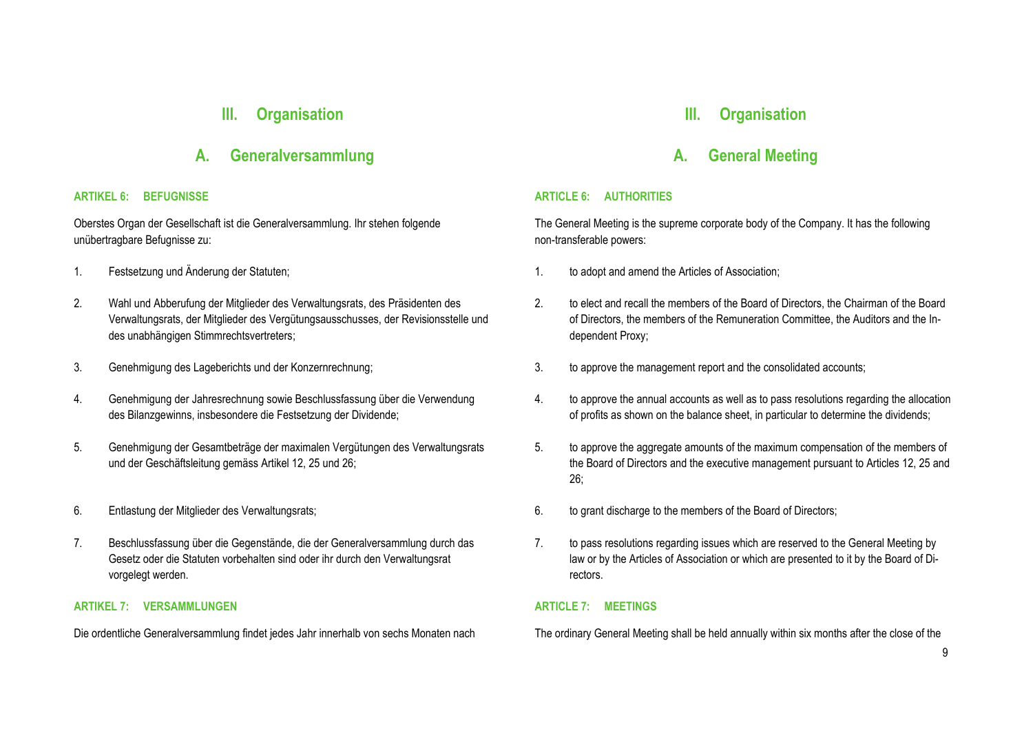# III. Organisation

## A. Generalversammlung

### ARTIKEL 6: BEFUGNISSE

Oberstes Organ der Gesellschaft ist die Generalversammlung. Ihr stehen folgende unübertragbare Befugnisse zu:

1. Festsetzung und Änderung der Statuten;
2. Wahl und Abberufung der Mitglieder des Verwaltungsrats, des Präsidenten des Verwaltungsrats, der Mitglieder des Vergütungsausschusses, der Revisionsstelle und des unabhängigen Stimmrechtsvertreters;
3. Genehmigung des Lageberichts und der Konzernrechnung;
4. Genehmigung der Jahresrechnung sowie Beschlussfassung über die Verwendung des Bilanzgewinns, insbesondere die Festsetzung der Dividende;
5. Genehmigung der Gesamtbeträge der maximalen Vergütungen des Verwaltungsrats und der Geschäftsleitung gemäss Artikel 12, 25 und 26;
6. Entlastung der Mitglieder des Verwaltungsrats;
7. Beschlussfassung über die Gegenstände, die der Generalversammlung durch das Gesetz oder die Statuten vorbehalten sind oder ihr durch den Verwaltungsrat vorgelegt werden.

### ARTIKEL 7: VERSAMMLUNGEN

Die ordentliche Generalversammlung findet jedes Jahr innerhalb von sechs Monaten nach

# III. Organisation

## A. General Meeting

### ARTICLE 6: AUTHORITIES

The General Meeting is the supreme corporate body of the Company. It has the following non-transferable powers:

1. to adopt and amend the Articles of Association;
2. to elect and recall the members of the Board of Directors, the Chairman of the Board of Directors, the members of the Remuneration Committee, the Auditors and the Independent Proxy;
3. to approve the management report and the consolidated accounts;
4. to approve the annual accounts as well as to pass resolutions regarding the allocation of profits as shown on the balance sheet, in particular to determine the dividends;
5. to approve the aggregate amounts of the maximum compensation of the members of the Board of Directors and the executive management pursuant to Articles 12, 25 and 26;
6. to grant discharge to the members of the Board of Directors;
7. to pass resolutions regarding issues which are reserved to the General Meeting by law or by the Articles of Association or which are presented to it by the Board of Directors.

### ARTICLE 7: MEETINGS

The ordinary General Meeting shall be held annually within six months after the close of the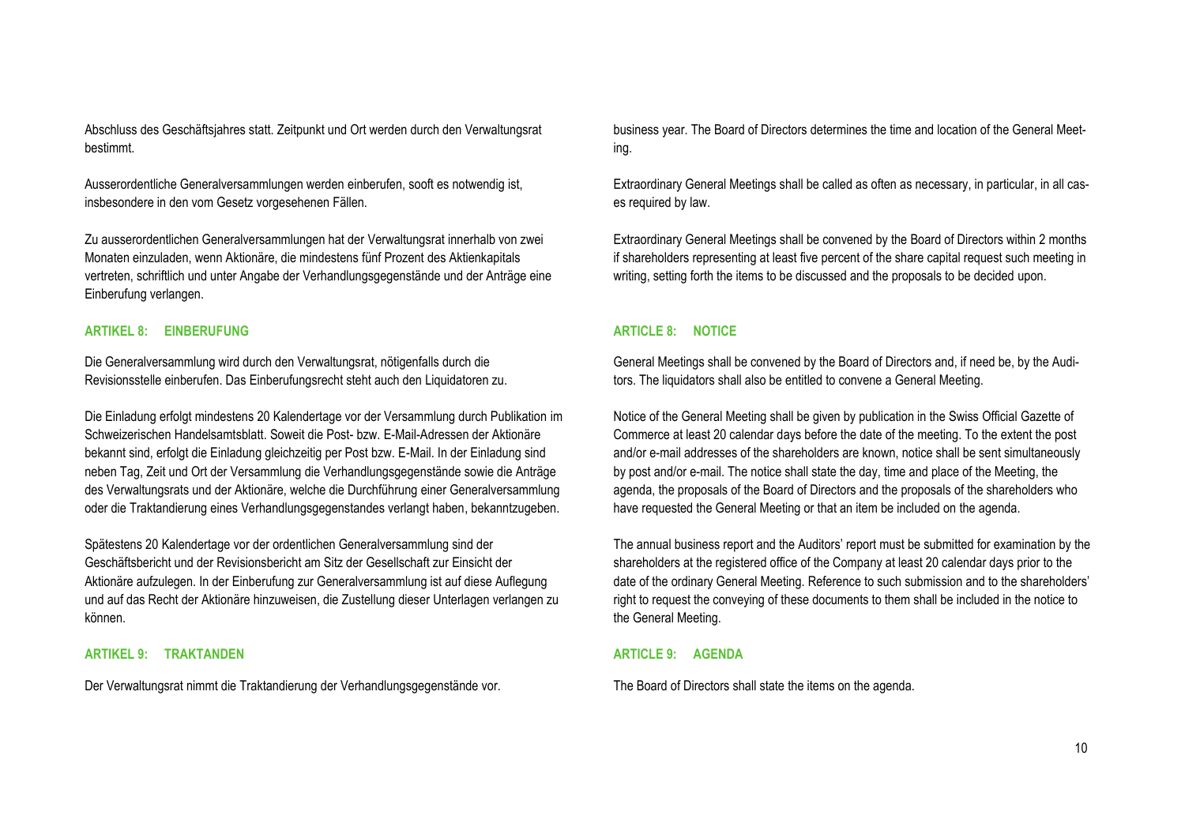Abschluss des Geschäftsjahres statt. Zeitpunkt und Ort werden durch den Verwaltungsrat bestimmt.

Ausserordentliche Generalversammlungen werden einberufen, sooft es notwendig ist, insbesondere in den vom Gesetz vorgesehenen Fällen.

Zu ausserordentlichen Generalversammlungen hat der Verwaltungsrat innerhalb von zwei Monaten einzuladen, wenn Aktionäre, die mindestens fünf Prozent des Aktienkapitals vertreten, schriftlich und unter Angabe der Verhandlungsgegenstände und der Anträge eine Einberufung verlangen.

### ARTIKEL 8: EINBERUFUNG

Die Generalversammlung wird durch den Verwaltungsrat, nötigenfalls durch die Revisionsstelle einberufen. Das Einberufungsrecht steht auch den Liquidatoren zu.

Die Einladung erfolgt mindestens 20 Kalendertage vor der Versammlung durch Publikation im Schweizerischen Handelsamtsblatt. Soweit die Post- bzw. E-Mail-Adressen der Aktionäre bekannt sind, erfolgt die Einladung gleichzeitig per Post bzw. E-Mail. In der Einladung sind neben Tag, Zeit und Ort der Versammlung die Verhandlungsgegenstände sowie die Anträge des Verwaltungsrats und der Aktionäre, welche die Durchführung einer Generalversammlung oder die Traktandierung eines Verhandlungsgegenstandes verlangt haben, bekanntzugeben.

Spätestens 20 Kalendertage vor der ordentlichen Generalversammlung sind der Geschäftsbericht und der Revisionsbericht am Sitz der Gesellschaft zur Einsicht der Aktionäre aufzulegen. In der Einberufung zur Generalversammlung ist auf diese Auflegung und auf das Recht der Aktionäre hinzuweisen, die Zustellung dieser Unterlagen verlangen zu können.

### ARTIKEL 9: TRAKTANDEN

Der Verwaltungsrat nimmt die Traktandierung der Verhandlungsgegenstände vor.

business year. The Board of Directors determines the time and location of the General Meeting.

Extraordinary General Meetings shall be called as often as necessary, in particular, in all cases required by law.

Extraordinary General Meetings shall be convened by the Board of Directors within 2 months if shareholders representing at least five percent of the share capital request such meeting in writing, setting forth the items to be discussed and the proposals to be decided upon.

### ARTICLE 8: NOTICE

General Meetings shall be convened by the Board of Directors and, if need be, by the Auditors. The liquidators shall also be entitled to convene a General Meeting.

Notice of the General Meeting shall be given by publication in the Swiss Official Gazette of Commerce at least 20 calendar days before the date of the meeting. To the extent the post and/or e-mail addresses of the shareholders are known, notice shall be sent simultaneously by post and/or e-mail. The notice shall state the day, time and place of the Meeting, the agenda, the proposals of the Board of Directors and the proposals of the shareholders who have requested the General Meeting or that an item be included on the agenda.

The annual business report and the Auditors' report must be submitted for examination by the shareholders at the registered office of the Company at least 20 calendar days prior to the date of the ordinary General Meeting. Reference to such submission and to the shareholders' right to request the conveying of these documents to them shall be included in the notice to the General Meeting.

### ARTICLE 9: AGENDA

The Board of Directors shall state the items on the agenda.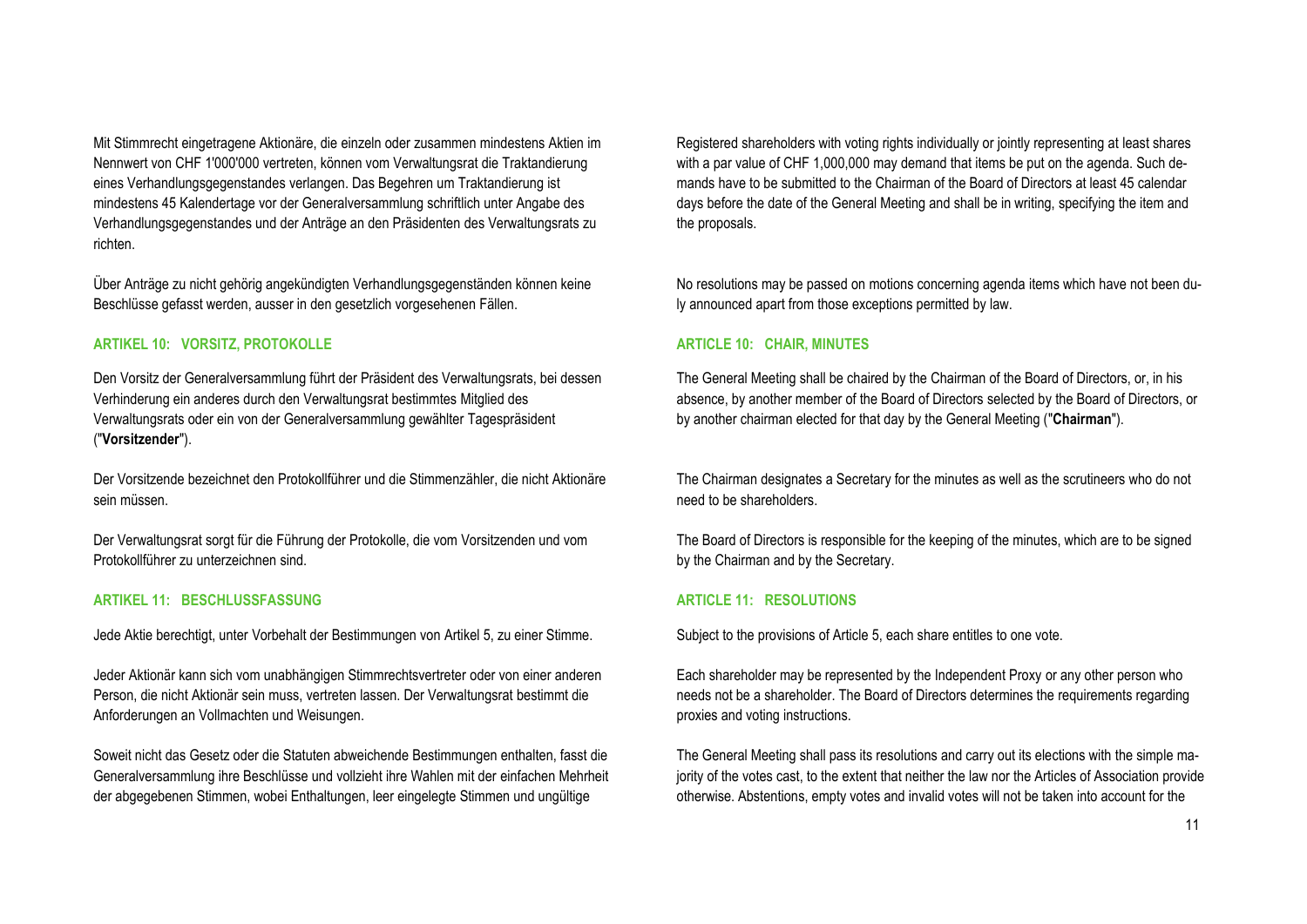Mit Stimmrecht eingetragene Aktionäre, die einzeln oder zusammen mindestens Aktien im Nennwert von CHF 1'000'000 vertreten, können vom Verwaltungsrat die Traktandierung eines Verhandlungsgegenstandes verlangen. Das Begehren um Traktandierung ist mindestens 45 Kalendertage vor der Generalversammlung schriftlich unter Angabe des Verhandlungsgegenstandes und der Anträge an den Präsidenten des Verwaltungsrats zu richten.

Über Anträge zu nicht gehörig angekündigten Verhandlungsgegenständen können keine Beschlüsse gefasst werden, ausser in den gesetzlich vorgesehenen Fällen.

### ARTIKEL 10: VORSITZ, PROTOKOLLE

Den Vorsitz der Generalversammlung führt der Präsident des Verwaltungsrats, bei dessen Verhinderung ein anderes durch den Verwaltungsrat bestimmtes Mitglied des Verwaltungsrats oder ein von der Generalversammlung gewählter Tagespräsident ("**Vorsitzender**").

Der Vorsitzende bezeichnet den Protokollführer und die Stimmenzähler, die nicht Aktionäre sein müssen.

Der Verwaltungsrat sorgt für die Führung der Protokolle, die vom Vorsitzenden und vom Protokollführer zu unterzeichnen sind.

### ARTIKEL 11: BESCHLUSSFASSUNG

Jede Aktie berechtigt, unter Vorbehalt der Bestimmungen von Artikel 5, zu einer Stimme.

Jeder Aktionär kann sich vom unabhängigen Stimmrechtsvertreter oder von einer anderen Person, die nicht Aktionär sein muss, vertreten lassen. Der Verwaltungsrat bestimmt die Anforderungen an Vollmachten und Weisungen.

Soweit nicht das Gesetz oder die Statuten abweichende Bestimmungen enthalten, fasst die Generalversammlung ihre Beschlüsse und vollzieht ihre Wahlen mit der einfachen Mehrheit der abgegebenen Stimmen, wobei Enthaltungen, leer eingelegte Stimmen und ungültige

Registered shareholders with voting rights individually or jointly representing at least shares with a par value of CHF 1,000,000 may demand that items be put on the agenda. Such demands have to be submitted to the Chairman of the Board of Directors at least 45 calendar days before the date of the General Meeting and shall be in writing, specifying the item and the proposals.

No resolutions may be passed on motions concerning agenda items which have not been duly announced apart from those exceptions permitted by law.

### ARTICLE 10: CHAIR, MINUTES

The General Meeting shall be chaired by the Chairman of the Board of Directors, or, in his absence, by another member of the Board of Directors selected by the Board of Directors, or by another chairman elected for that day by the General Meeting ("**Chairman**").

The Chairman designates a Secretary for the minutes as well as the scrutineers who do not need to be shareholders.

The Board of Directors is responsible for the keeping of the minutes, which are to be signed by the Chairman and by the Secretary.

### ARTICLE 11: RESOLUTIONS

Subject to the provisions of Article 5, each share entitles to one vote.

Each shareholder may be represented by the Independent Proxy or any other person who needs not be a shareholder. The Board of Directors determines the requirements regarding proxies and voting instructions.

The General Meeting shall pass its resolutions and carry out its elections with the simple majority of the votes cast, to the extent that neither the law nor the Articles of Association provide otherwise. Abstentions, empty votes and invalid votes will not be taken into account for the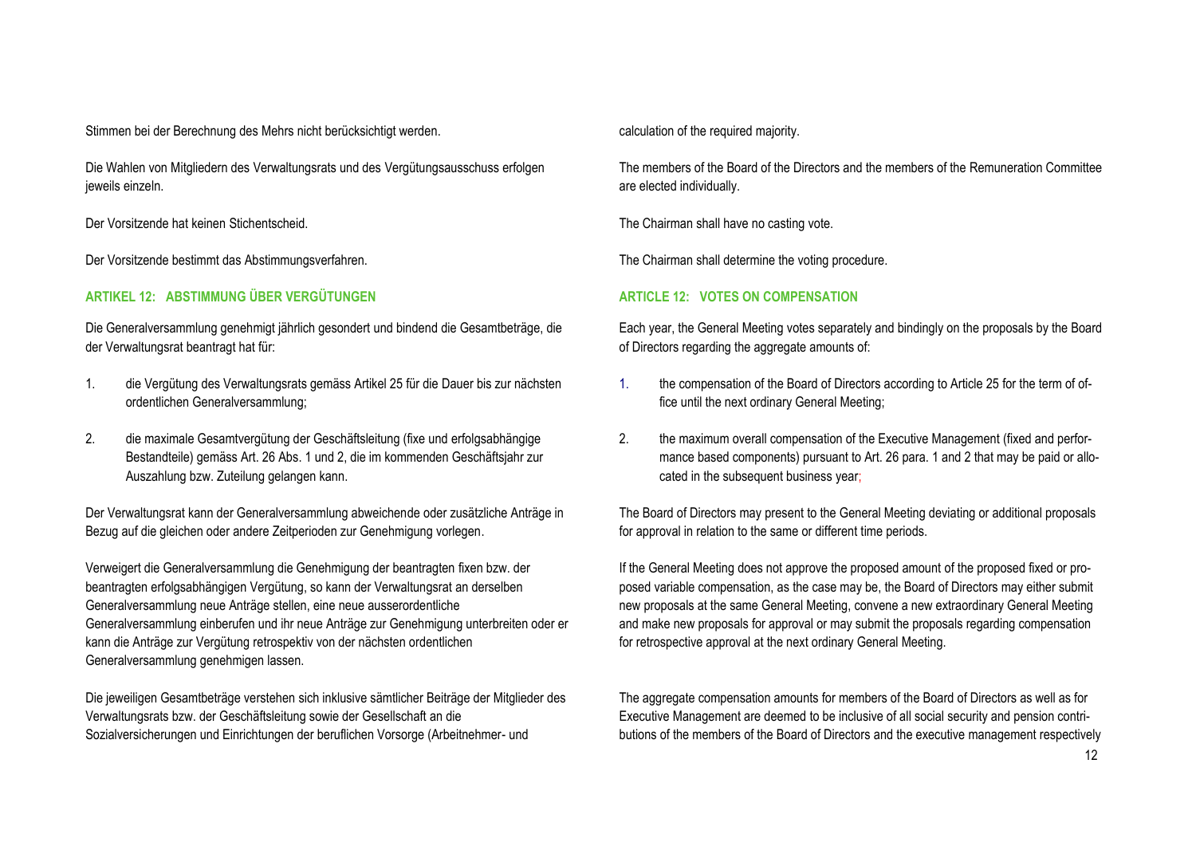Stimmen bei der Berechnung des Mehrs nicht berücksichtigt werden.

Die Wahlen von Mitgliedern des Verwaltungsrats und des Vergütungsausschuss erfolgen jeweils einzeln.

Der Vorsitzende hat keinen Stichentscheid.

Der Vorsitzende bestimmt das Abstimmungsverfahren.

## ARTIKEL 12: ABSTIMMUNG ÜBER VERGÜTUNGEN

Die Generalversammlung genehmigt jährlich gesondert und bindend die Gesamtbeträge, die der Verwaltungsrat beantragt hat für:

1. die Vergütung des Verwaltungsrats gemäss Artikel 25 für die Dauer bis zur nächsten ordentlichen Generalversammlung;

2. die maximale Gesamtvergütung der Geschäftsleitung (fixe und erfolgsabhängige Bestandteile) gemäss Art. 26 Abs. 1 und 2, die im kommenden Geschäftsjahr zur Auszahlung bzw. Zuteilung gelangen kann.

Der Verwaltungsrat kann der Generalversammlung abweichende oder zusätzliche Anträge in Bezug auf die gleichen oder andere Zeitperioden zur Genehmigung vorlegen.

Verweigert die Generalversammlung die Genehmigung der beantragten fixen bzw. der beantragten erfolgsabhängigen Vergütung, so kann der Verwaltungsrat an derselben Generalversammlung neue Anträge stellen, eine neue ausserordentliche Generalversammlung einberufen und ihr neue Anträge zur Genehmigung unterbreiten oder er kann die Anträge zur Vergütung retrospektiv von der nächsten ordentlichen Generalversammlung genehmigen lassen.

Die jeweiligen Gesamtbeträge verstehen sich inklusive sämtlicher Beiträge der Mitglieder des Verwaltungsrats bzw. der Geschäftsleitung sowie der Gesellschaft an die Sozialversicherungen und Einrichtungen der beruflichen Vorsorge (Arbeitnehmer- und

calculation of the required majority.

The members of the Board of the Directors and the members of the Remuneration Committee are elected individually.

The Chairman shall have no casting vote.

The Chairman shall determine the voting procedure.

## ARTICLE 12: VOTES ON COMPENSATION

Each year, the General Meeting votes separately and bindingly on the proposals by the Board of Directors regarding the aggregate amounts of:

1. the compensation of the Board of Directors according to Article 25 for the term of office until the next ordinary General Meeting;

2. the maximum overall compensation of the Executive Management (fixed and performance based components) pursuant to Art. 26 para. 1 and 2 that may be paid or allocated in the subsequent business year;

The Board of Directors may present to the General Meeting deviating or additional proposals for approval in relation to the same or different time periods.

If the General Meeting does not approve the proposed amount of the proposed fixed or proposed variable compensation, as the case may be, the Board of Directors may either submit new proposals at the same General Meeting, convene a new extraordinary General Meeting and make new proposals for approval or may submit the proposals regarding compensation for retrospective approval at the next ordinary General Meeting.

The aggregate compensation amounts for members of the Board of Directors as well as for Executive Management are deemed to be inclusive of all social security and pension contributions of the members of the Board of Directors and the executive management respectively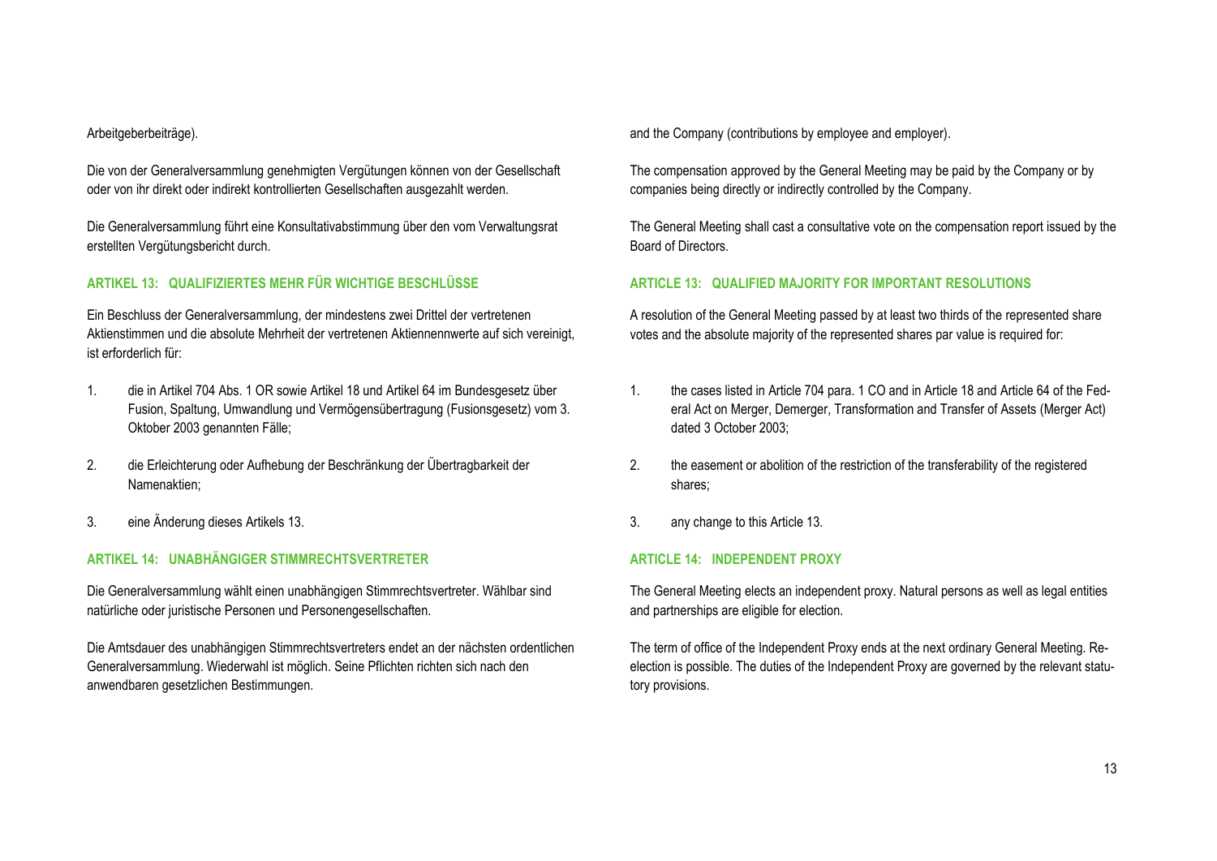Arbeitgeberbeiträge).

Die von der Generalversammlung genehmigten Vergütungen können von der Gesellschaft oder von ihr direkt oder indirekt kontrollierten Gesellschaften ausgezahlt werden.

Die Generalversammlung führt eine Konsultativabstimmung über den vom Verwaltungsrat erstellten Vergütungsbericht durch.

## ARTIKEL 13: QUALIFIZIERTES MEHR FÜR WICHTIGE BESCHLÜSSE

Ein Beschluss der Generalversammlung, der mindestens zwei Drittel der vertretenen Aktienstimmen und die absolute Mehrheit der vertretenen Aktiennennwerte auf sich vereinigt, ist erforderlich für:

1. die in Artikel 704 Abs. 1 OR sowie Artikel 18 und Artikel 64 im Bundesgesetz über Fusion, Spaltung, Umwandlung und Vermögensübertragung (Fusionsgesetz) vom 3. Oktober 2003 genannten Fälle;
2. die Erleichterung oder Aufhebung der Beschränkung der Übertragbarkeit der Namenaktien;
3. eine Änderung dieses Artikels 13.

## ARTIKEL 14: UNABHÄNGIGER STIMMRECHTSVERTRETER

Die Generalversammlung wählt einen unabhängigen Stimmrechtsvertreter. Wählbar sind natürliche oder juristische Personen und Personengesellschaften.

Die Amtsdauer des unabhängigen Stimmrechtsvertreters endet an der nächsten ordentlichen Generalversammlung. Wiederwahl ist möglich. Seine Pflichten richten sich nach den anwendbaren gesetzlichen Bestimmungen.

and the Company (contributions by employee and employer).

The compensation approved by the General Meeting may be paid by the Company or by companies being directly or indirectly controlled by the Company.

The General Meeting shall cast a consultative vote on the compensation report issued by the Board of Directors.

## ARTICLE 13: QUALIFIED MAJORITY FOR IMPORTANT RESOLUTIONS

A resolution of the General Meeting passed by at least two thirds of the represented share votes and the absolute majority of the represented shares par value is required for:

1. the cases listed in Article 704 para. 1 CO and in Article 18 and Article 64 of the Federal Act on Merger, Demerger, Transformation and Transfer of Assets (Merger Act) dated 3 October 2003;
2. the easement or abolition of the restriction of the transferability of the registered shares;
3. any change to this Article 13.

## ARTICLE 14: INDEPENDENT PROXY

The General Meeting elects an independent proxy. Natural persons as well as legal entities and partnerships are eligible for election.

The term of office of the Independent Proxy ends at the next ordinary General Meeting. Re-election is possible. The duties of the Independent Proxy are governed by the relevant statutory provisions.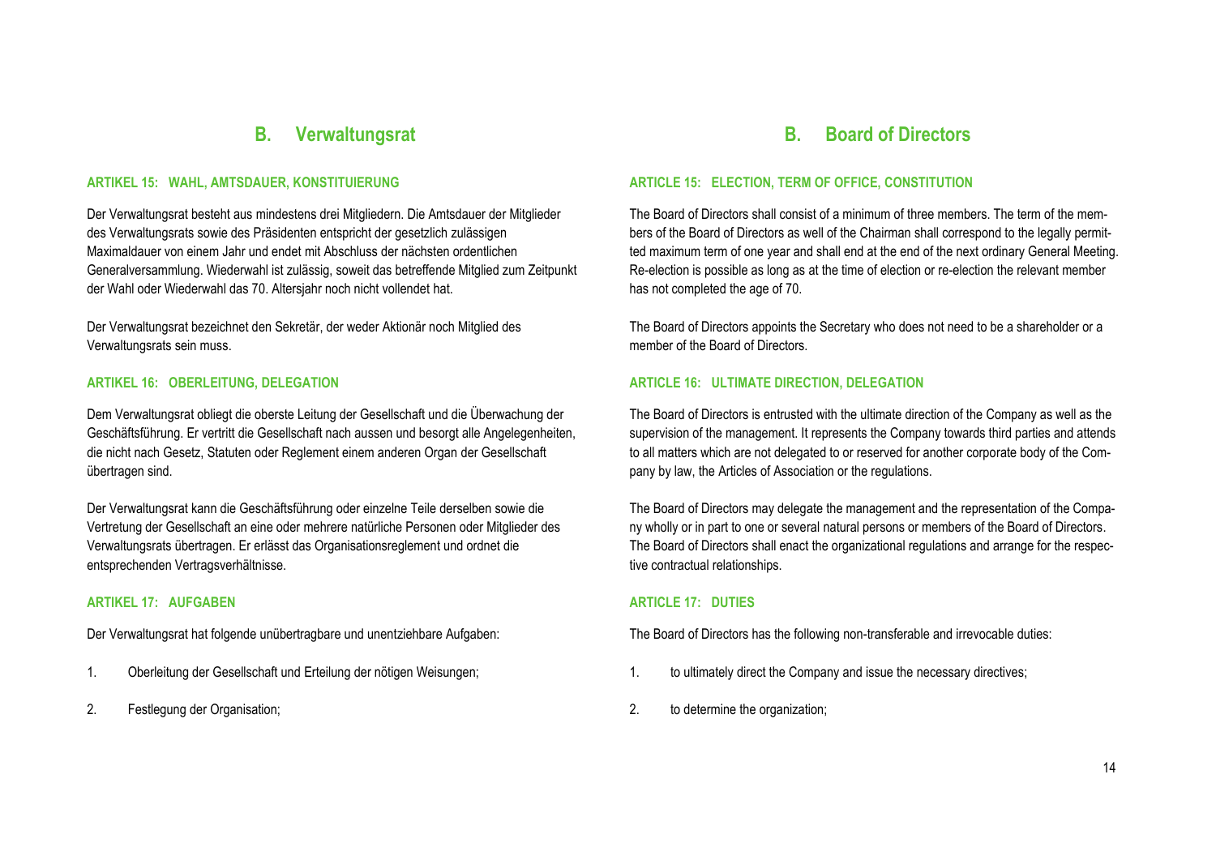## B. Verwaltungsrat

### ARTIKEL 15: WAHL, AMTSDAUER, KONSTITUIERUNG

Der Verwaltungsrat besteht aus mindestens drei Mitgliedern. Die Amtsdauer der Mitglieder des Verwaltungsrats sowie des Präsidenten entspricht der gesetzlich zulässigen Maximaldauer von einem Jahr und endet mit Abschluss der nächsten ordentlichen Generalversammlung. Wiederwahl ist zulässig, soweit das betreffende Mitglied zum Zeitpunkt der Wahl oder Wiederwahl das 70. Altersjahr noch nicht vollendet hat.

Der Verwaltungsrat bezeichnet den Sekretär, der weder Aktionär noch Mitglied des Verwaltungsrats sein muss.

### ARTIKEL 16: OBERLEITUNG, DELEGATION

Dem Verwaltungsrat obliegt die oberste Leitung der Gesellschaft und die Überwachung der Geschäftsführung. Er vertritt die Gesellschaft nach aussen und besorgt alle Angelegenheiten, die nicht nach Gesetz, Statuten oder Reglement einem anderen Organ der Gesellschaft übertragen sind.

Der Verwaltungsrat kann die Geschäftsführung oder einzelne Teile derselben sowie die Vertretung der Gesellschaft an eine oder mehrere natürliche Personen oder Mitglieder des Verwaltungsrats übertragen. Er erlässt das Organisationsreglement und ordnet die entsprechenden Vertragsverhältnisse.

### ARTIKEL 17: AUFGABEN

Der Verwaltungsrat hat folgende unübertragbare und unentziehbare Aufgaben:

1. Oberleitung der Gesellschaft und Erteilung der nötigen Weisungen;

2. Festlegung der Organisation;

## B. Board of Directors

### ARTICLE 15: ELECTION, TERM OF OFFICE, CONSTITUTION

The Board of Directors shall consist of a minimum of three members. The term of the members of the Board of Directors as well of the Chairman shall correspond to the legally permitted maximum term of one year and shall end at the end of the next ordinary General Meeting. Re-election is possible as long as at the time of election or re-election the relevant member has not completed the age of 70.

The Board of Directors appoints the Secretary who does not need to be a shareholder or a member of the Board of Directors.

### ARTICLE 16: ULTIMATE DIRECTION, DELEGATION

The Board of Directors is entrusted with the ultimate direction of the Company as well as the supervision of the management. It represents the Company towards third parties and attends to all matters which are not delegated to or reserved for another corporate body of the Company by law, the Articles of Association or the regulations.

The Board of Directors may delegate the management and the representation of the Company wholly or in part to one or several natural persons or members of the Board of Directors. The Board of Directors shall enact the organizational regulations and arrange for the respective contractual relationships.

### ARTICLE 17: DUTIES

The Board of Directors has the following non-transferable and irrevocable duties:

1. to ultimately direct the Company and issue the necessary directives;

2. to determine the organization;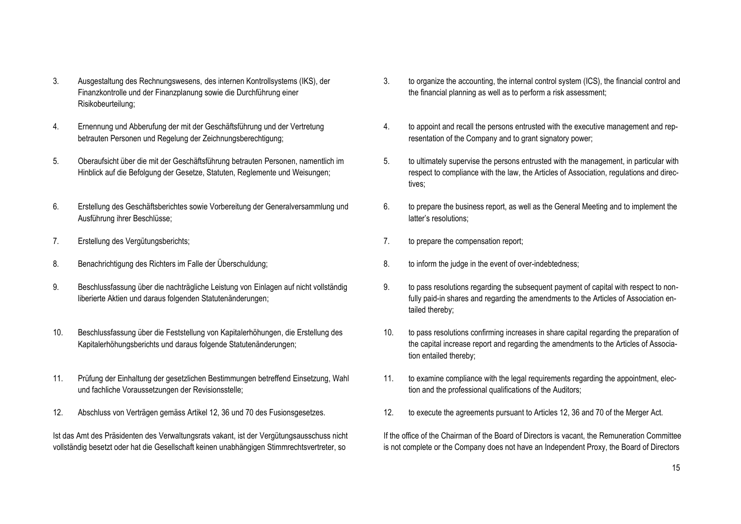3. Ausgestaltung des Rechnungswesens, des internen Kontrollsystems (IKS), der Finanzkontrolle und der Finanzplanung sowie die Durchführung einer Risikobeurteilung;

4. Ernennung und Abberufung der mit der Geschäftsführung und der Vertretung betrauten Personen und Regelung der Zeichnungsberechtigung;

5. Oberaufsicht über die mit der Geschäftsführung betrauten Personen, namentlich im Hinblick auf die Befolgung der Gesetze, Statuten, Reglemente und Weisungen;

6. Erstellung des Geschäftsberichtes sowie Vorbereitung der Generalversammlung und Ausführung ihrer Beschlüsse;

7. Erstellung des Vergütungsberichts;

8. Benachrichtigung des Richters im Falle der Überschuldung;

9. Beschlussfassung über die nachträgliche Leistung von Einlagen auf nicht vollständig liberierte Aktien und daraus folgenden Statutenänderungen;

10. Beschlussfassung über die Feststellung von Kapitalerhöhungen, die Erstellung des Kapitalerhöhungsberichts und daraus folgende Statutenänderungen;

11. Prüfung der Einhaltung der gesetzlichen Bestimmungen betreffend Einsetzung, Wahl und fachliche Voraussetzungen der Revisionsstelle;

12. Abschluss von Verträgen gemäss Artikel 12, 36 und 70 des Fusionsgesetzes.

Ist das Amt des Präsidenten des Verwaltungsrats vakant, ist der Vergütungsausschuss nicht vollständig besetzt oder hat die Gesellschaft keinen unabhängigen Stimmrechtsvertreter, so

3. to organize the accounting, the internal control system (ICS), the financial control and the financial planning as well as to perform a risk assessment;

4. to appoint and recall the persons entrusted with the executive management and representation of the Company and to grant signatory power;

5. to ultimately supervise the persons entrusted with the management, in particular with respect to compliance with the law, the Articles of Association, regulations and directives;

6. to prepare the business report, as well as the General Meeting and to implement the latter's resolutions;

7. to prepare the compensation report;

8. to inform the judge in the event of over-indebtedness;

9. to pass resolutions regarding the subsequent payment of capital with respect to non-fully paid-in shares and regarding the amendments to the Articles of Association entailed thereby;

10. to pass resolutions confirming increases in share capital regarding the preparation of the capital increase report and regarding the amendments to the Articles of Association entailed thereby;

11. to examine compliance with the legal requirements regarding the appointment, election and the professional qualifications of the Auditors;

12. to execute the agreements pursuant to Articles 12, 36 and 70 of the Merger Act.

If the office of the Chairman of the Board of Directors is vacant, the Remuneration Committee is not complete or the Company does not have an Independent Proxy, the Board of Directors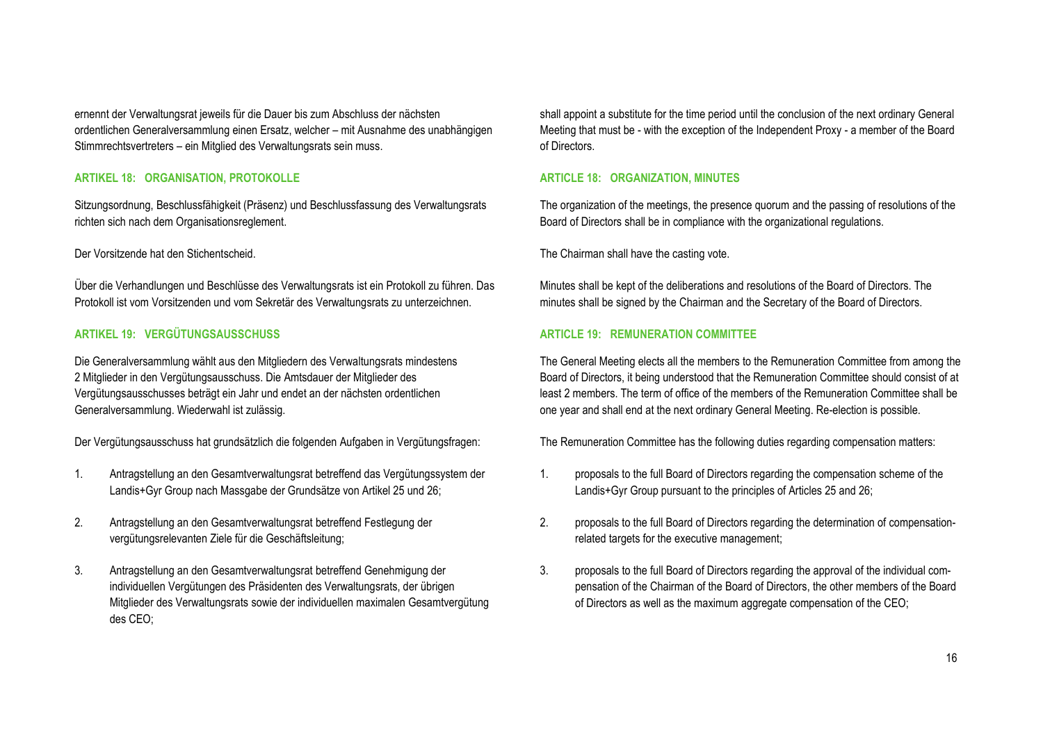ernennt der Verwaltungsrat jeweils für die Dauer bis zum Abschluss der nächsten ordentlichen Generalversammlung einen Ersatz, welcher – mit Ausnahme des unabhängigen Stimmrechtsvertreters – ein Mitglied des Verwaltungsrats sein muss.

### ARTIKEL 18: ORGANISATION, PROTOKOLLE

Sitzungsordnung, Beschlussfähigkeit (Präsenz) und Beschlussfassung des Verwaltungsrats richten sich nach dem Organisationsreglement.

Der Vorsitzende hat den Stichentscheid.

Über die Verhandlungen und Beschlüsse des Verwaltungsrats ist ein Protokoll zu führen. Das Protokoll ist vom Vorsitzenden und vom Sekretär des Verwaltungsrats zu unterzeichnen.

### ARTIKEL 19: VERGÜTUNGSAUSSCHUSS

Die Generalversammlung wählt aus den Mitgliedern des Verwaltungsrats mindestens 2 Mitglieder in den Vergütungsausschuss. Die Amtsdauer der Mitglieder des Vergütungsausschusses beträgt ein Jahr und endet an der nächsten ordentlichen Generalversammlung. Wiederwahl ist zulässig.

Der Vergütungsausschuss hat grundsätzlich die folgenden Aufgaben in Vergütungsfragen:

1. Antragstellung an den Gesamtverwaltungsrat betreffend das Vergütungssystem der Landis+Gyr Group nach Massgabe der Grundsätze von Artikel 25 und 26;

2. Antragstellung an den Gesamtverwaltungsrat betreffend Festlegung der vergütungsrelevanten Ziele für die Geschäftsleitung;

3. Antragstellung an den Gesamtverwaltungsrat betreffend Genehmigung der individuellen Vergütungen des Präsidenten des Verwaltungsrats, der übrigen Mitglieder des Verwaltungsrats sowie der individuellen maximalen Gesamtvergütung des CEO;

shall appoint a substitute for the time period until the conclusion of the next ordinary General Meeting that must be - with the exception of the Independent Proxy - a member of the Board of Directors.

### ARTICLE 18: ORGANIZATION, MINUTES

The organization of the meetings, the presence quorum and the passing of resolutions of the Board of Directors shall be in compliance with the organizational regulations.

The Chairman shall have the casting vote.

Minutes shall be kept of the deliberations and resolutions of the Board of Directors. The minutes shall be signed by the Chairman and the Secretary of the Board of Directors.

### ARTICLE 19: REMUNERATION COMMITTEE

The General Meeting elects all the members to the Remuneration Committee from among the Board of Directors, it being understood that the Remuneration Committee should consist of at least 2 members. The term of office of the members of the Remuneration Committee shall be one year and shall end at the next ordinary General Meeting. Re-election is possible.

The Remuneration Committee has the following duties regarding compensation matters:

1. proposals to the full Board of Directors regarding the compensation scheme of the Landis+Gyr Group pursuant to the principles of Articles 25 and 26;

2. proposals to the full Board of Directors regarding the determination of compensation-related targets for the executive management;

3. proposals to the full Board of Directors regarding the approval of the individual compensation of the Chairman of the Board of Directors, the other members of the Board of Directors as well as the maximum aggregate compensation of the CEO;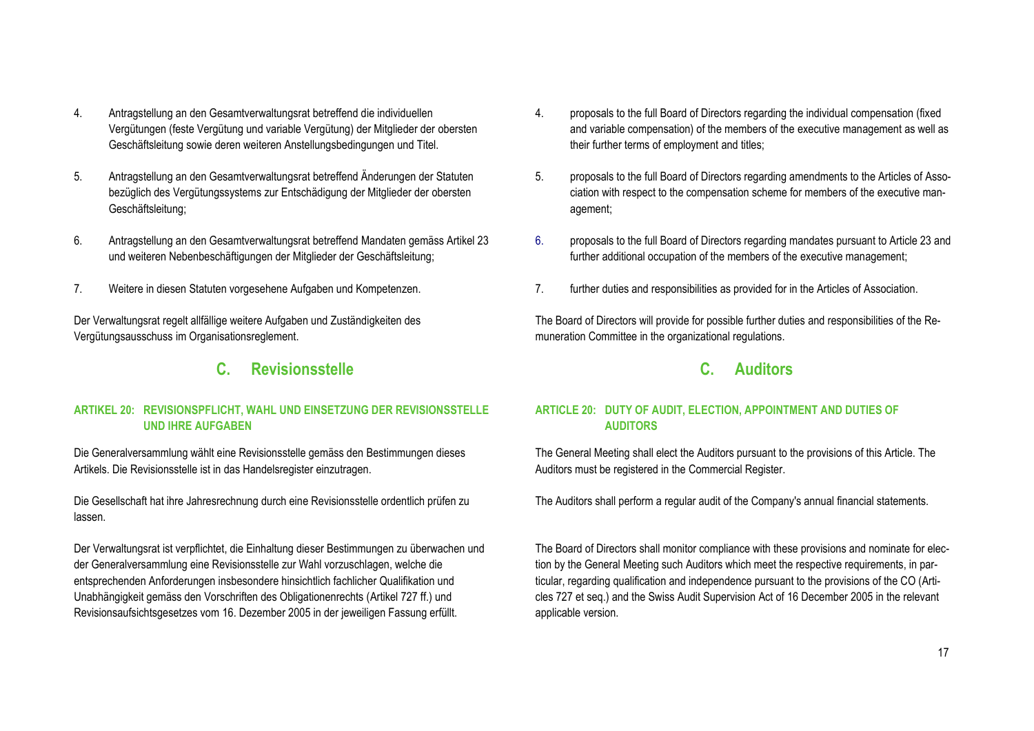4. Antragstellung an den Gesamtverwaltungsrat betreffend die individuellen Vergütungen (feste Vergütung und variable Vergütung) der Mitglieder der obersten Geschäftsleitung sowie deren weiteren Anstellungsbedingungen und Titel.

5. Antragstellung an den Gesamtverwaltungsrat betreffend Änderungen der Statuten bezüglich des Vergütungssystems zur Entschädigung der Mitglieder der obersten Geschäftsleitung;

6. Antragstellung an den Gesamtverwaltungsrat betreffend Mandaten gemäss Artikel 23 und weiteren Nebenbeschäftigungen der Mitglieder der Geschäftsleitung;

7. Weitere in diesen Statuten vorgesehene Aufgaben und Kompetenzen.

Der Verwaltungsrat regelt allfällige weitere Aufgaben und Zuständigkeiten des Vergütungsausschuss im Organisationsreglement.

## C. Revisionsstelle

### ARTIKEL 20: REVISIONSPFLICHT, WAHL UND EINSETZUNG DER REVISIONSSTELLE UND IHRE AUFGABEN

Die Generalversammlung wählt eine Revisionsstelle gemäss den Bestimmungen dieses Artikels. Die Revisionsstelle ist in das Handelsregister einzutragen.

Die Gesellschaft hat ihre Jahresrechnung durch eine Revisionsstelle ordentlich prüfen zu lassen.

Der Verwaltungsrat ist verpflichtet, die Einhaltung dieser Bestimmungen zu überwachen und der Generalversammlung eine Revisionsstelle zur Wahl vorzuschlagen, welche die entsprechenden Anforderungen insbesondere hinsichtlich fachlicher Qualifikation und Unabhängigkeit gemäss den Vorschriften des Obligationenrechts (Artikel 727 ff.) und Revisionsaufsichtsgesetzes vom 16. Dezember 2005 in der jeweiligen Fassung erfüllt.

4. proposals to the full Board of Directors regarding the individual compensation (fixed and variable compensation) of the members of the executive management as well as their further terms of employment and titles;

5. proposals to the full Board of Directors regarding amendments to the Articles of Association with respect to the compensation scheme for members of the executive management;

6. proposals to the full Board of Directors regarding mandates pursuant to Article 23 and further additional occupation of the members of the executive management;

7. further duties and responsibilities as provided for in the Articles of Association.

The Board of Directors will provide for possible further duties and responsibilities of the Remuneration Committee in the organizational regulations.

## C. Auditors

### ARTICLE 20: DUTY OF AUDIT, ELECTION, APPOINTMENT AND DUTIES OF AUDITORS

The General Meeting shall elect the Auditors pursuant to the provisions of this Article. The Auditors must be registered in the Commercial Register.

The Auditors shall perform a regular audit of the Company's annual financial statements.

The Board of Directors shall monitor compliance with these provisions and nominate for election by the General Meeting such Auditors which meet the respective requirements, in particular, regarding qualification and independence pursuant to the provisions of the CO (Articles 727 et seq.) and the Swiss Audit Supervision Act of 16 December 2005 in the relevant applicable version.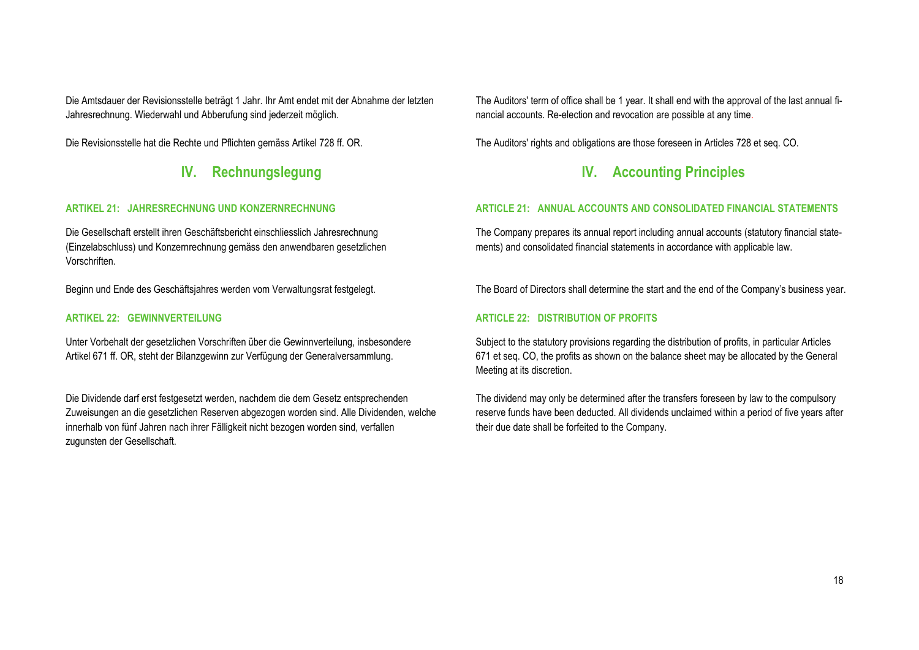Die Amtsdauer der Revisionsstelle beträgt 1 Jahr. Ihr Amt endet mit der Abnahme der letzten Jahresrechnung. Wiederwahl und Abberufung sind jederzeit möglich.

Die Revisionsstelle hat die Rechte und Pflichten gemäss Artikel 728 ff. OR.

## IV. Rechnungslegung

### ARTIKEL 21: JAHRESRECHNUNG UND KONZERNRECHNUNG

Die Gesellschaft erstellt ihren Geschäftsbericht einschliesslich Jahresrechnung (Einzelabschluss) und Konzernrechnung gemäss den anwendbaren gesetzlichen Vorschriften.

Beginn und Ende des Geschäftsjahres werden vom Verwaltungsrat festgelegt.

### ARTIKEL 22: GEWINNVERTEILUNG

Unter Vorbehalt der gesetzlichen Vorschriften über die Gewinnverteilung, insbesondere Artikel 671 ff. OR, steht der Bilanzgewinn zur Verfügung der Generalversammlung.

Die Dividende darf erst festgesetzt werden, nachdem die dem Gesetz entsprechenden Zuweisungen an die gesetzlichen Reserven abgezogen worden sind. Alle Dividenden, welche innerhalb von fünf Jahren nach ihrer Fälligkeit nicht bezogen worden sind, verfallen zugunsten der Gesellschaft.

The Auditors' term of office shall be 1 year. It shall end with the approval of the last annual financial accounts. Re-election and revocation are possible at any time.

The Auditors' rights and obligations are those foreseen in Articles 728 et seq. CO.

## IV. Accounting Principles

### ARTICLE 21: ANNUAL ACCOUNTS AND CONSOLIDATED FINANCIAL STATEMENTS

The Company prepares its annual report including annual accounts (statutory financial statements) and consolidated financial statements in accordance with applicable law.

The Board of Directors shall determine the start and the end of the Company's business year.

### ARTICLE 22: DISTRIBUTION OF PROFITS

Subject to the statutory provisions regarding the distribution of profits, in particular Articles 671 et seq. CO, the profits as shown on the balance sheet may be allocated by the General Meeting at its discretion.

The dividend may only be determined after the transfers foreseen by law to the compulsory reserve funds have been deducted. All dividends unclaimed within a period of five years after their due date shall be forfeited to the Company.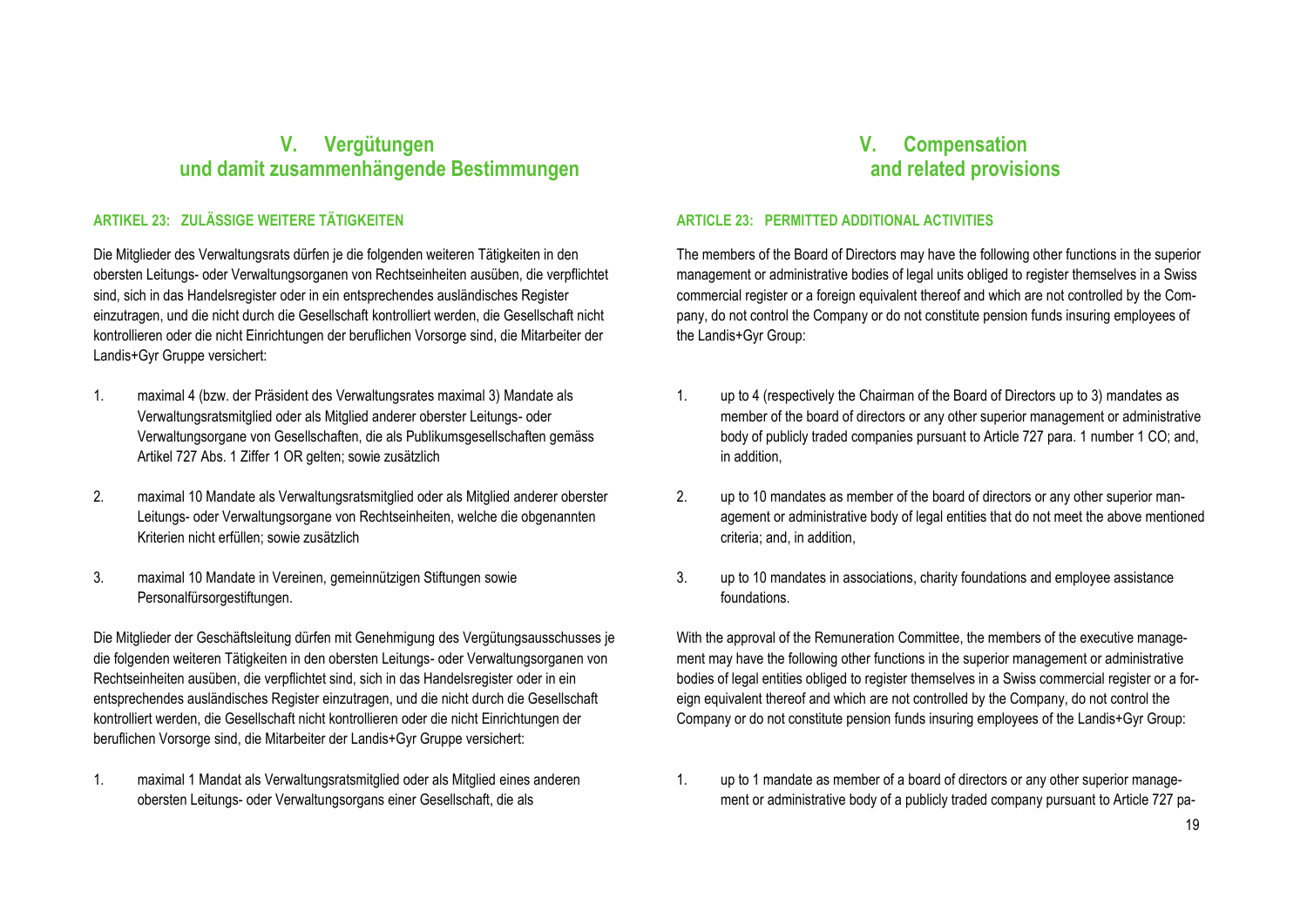## V. Vergütungen und damit zusammenhängende Bestimmungen

### ARTIKEL 23: ZULÄSSIGE WEITERE TÄTIGKEITEN

Die Mitglieder des Verwaltungsrats dürfen je die folgenden weiteren Tätigkeiten in den obersten Leitungs- oder Verwaltungsorganen von Rechtseinheiten ausüben, die verpflichtet sind, sich in das Handelsregister oder in ein entsprechendes ausländisches Register einzutragen, und die nicht durch die Gesellschaft kontrolliert werden, die Gesellschaft nicht kontrollieren oder die nicht Einrichtungen der beruflichen Vorsorge sind, die Mitarbeiter der Landis+Gyr Gruppe versichert:

1. maximal 4 (bzw. der Präsident des Verwaltungsrates maximal 3) Mandate als Verwaltungsratsmitglied oder als Mitglied anderer oberster Leitungs- oder Verwaltungsorgane von Gesellschaften, die als Publikumsgesellschaften gemäss Artikel 727 Abs. 1 Ziffer 1 OR gelten; sowie zusätzlich

2. maximal 10 Mandate als Verwaltungsratsmitglied oder als Mitglied anderer oberster Leitungs- oder Verwaltungsorgane von Rechtseinheiten, welche die obgenannten Kriterien nicht erfüllen; sowie zusätzlich

3. maximal 10 Mandate in Vereinen, gemeinnützigen Stiftungen sowie Personalfürsorgestiftungen.

Die Mitglieder der Geschäftsleitung dürfen mit Genehmigung des Vergütungsausschusses je die folgenden weiteren Tätigkeiten in den obersten Leitungs- oder Verwaltungsorganen von Rechtseinheiten ausüben, die verpflichtet sind, sich in das Handelsregister oder in ein entsprechendes ausländisches Register einzutragen, und die nicht durch die Gesellschaft kontrolliert werden, die Gesellschaft nicht kontrollieren oder die nicht Einrichtungen der beruflichen Vorsorge sind, die Mitarbeiter der Landis+Gyr Gruppe versichert:

1. maximal 1 Mandat als Verwaltungsratsmitglied oder als Mitglied eines anderen obersten Leitungs- oder Verwaltungsorgans einer Gesellschaft, die als

## V. Compensation and related provisions

### ARTICLE 23: PERMITTED ADDITIONAL ACTIVITIES

The members of the Board of Directors may have the following other functions in the superior management or administrative bodies of legal units obliged to register themselves in a Swiss commercial register or a foreign equivalent thereof and which are not controlled by the Company, do not control the Company or do not constitute pension funds insuring employees of the Landis+Gyr Group:

1. up to 4 (respectively the Chairman of the Board of Directors up to 3) mandates as member of the board of directors or any other superior management or administrative body of publicly traded companies pursuant to Article 727 para. 1 number 1 CO; and, in addition,

2. up to 10 mandates as member of the board of directors or any other superior management or administrative body of legal entities that do not meet the above mentioned criteria; and, in addition,

3. up to 10 mandates in associations, charity foundations and employee assistance foundations.

With the approval of the Remuneration Committee, the members of the executive management may have the following other functions in the superior management or administrative bodies of legal entities obliged to register themselves in a Swiss commercial register or a foreign equivalent thereof and which are not controlled by the Company, do not control the Company or do not constitute pension funds insuring employees of the Landis+Gyr Group:

1. up to 1 mandate as member of a board of directors or any other superior management or administrative body of a publicly traded company pursuant to Article 727 pa-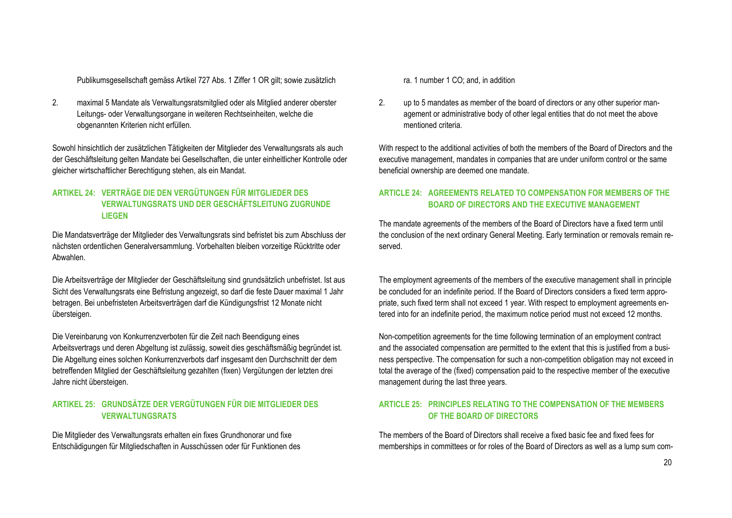Publikumsgesellschaft gemäss Artikel 727 Abs. 1 Ziffer 1 OR gilt; sowie zusätzlich

2. maximal 5 Mandate als Verwaltungsratsmitglied oder als Mitglied anderer oberster Leitungs- oder Verwaltungsorgane in weiteren Rechtseinheiten, welche die obgenannten Kriterien nicht erfüllen.

Sowohl hinsichtlich der zusätzlichen Tätigkeiten der Mitglieder des Verwaltungsrats als auch der Geschäftsleitung gelten Mandate bei Gesellschaften, die unter einheitlicher Kontrolle oder gleicher wirtschaftlicher Berechtigung stehen, als ein Mandat.

## ARTIKEL 24: VERTRÄGE DIE DEN VERGÜTUNGEN FÜR MITGLIEDER DES VERWALTUNGSRATS UND DER GESCHÄFTSLEITUNG ZUGRUNDE LIEGEN

Die Mandatsverträge der Mitglieder des Verwaltungsrats sind befristet bis zum Abschluss der nächsten ordentlichen Generalversammlung. Vorbehalten bleiben vorzeitige Rücktritte oder Abwahlen.

Die Arbeitsverträge der Mitglieder der Geschäftsleitung sind grundsätzlich unbefristet. Ist aus Sicht des Verwaltungsrats eine Befristung angezeigt, so darf die feste Dauer maximal 1 Jahr betragen. Bei unbefristeten Arbeitsverträgen darf die Kündigungsfrist 12 Monate nicht übersteigen.

Die Vereinbarung von Konkurrenzverboten für die Zeit nach Beendigung eines Arbeitsvertrags und deren Abgeltung ist zulässig, soweit dies geschäftsmäßig begründet ist. Die Abgeltung eines solchen Konkurrenzverbots darf insgesamt den Durchschnitt der dem betreffenden Mitglied der Geschäftsleitung gezahlten (fixen) Vergütungen der letzten drei Jahre nicht übersteigen.

## ARTIKEL 25: GRUNDSÄTZE DER VERGÜTUNGEN FÜR DIE MITGLIEDER DES VERWALTUNGSRATS

Die Mitglieder des Verwaltungsrats erhalten ein fixes Grundhonorar und fixe Entschädigungen für Mitgliedschaften in Ausschüssen oder für Funktionen des

---

ra. 1 number 1 CO; and, in addition

2. up to 5 mandates as member of the board of directors or any other superior management or administrative body of other legal entities that do not meet the above mentioned criteria.

With respect to the additional activities of both the members of the Board of Directors and the executive management, mandates in companies that are under uniform control or the same beneficial ownership are deemed one mandate.

## ARTICLE 24: AGREEMENTS RELATED TO COMPENSATION FOR MEMBERS OF THE BOARD OF DIRECTORS AND THE EXECUTIVE MANAGEMENT

The mandate agreements of the members of the Board of Directors have a fixed term until the conclusion of the next ordinary General Meeting. Early termination or removals remain reserved.

The employment agreements of the members of the executive management shall in principle be concluded for an indefinite period. If the Board of Directors considers a fixed term appropriate, such fixed term shall not exceed 1 year. With respect to employment agreements entered into for an indefinite period, the maximum notice period must not exceed 12 months.

Non-competition agreements for the time following termination of an employment contract and the associated compensation are permitted to the extent that this is justified from a business perspective. The compensation for such a non-competition obligation may not exceed in total the average of the (fixed) compensation paid to the respective member of the executive management during the last three years.

## ARTICLE 25: PRINCIPLES RELATING TO THE COMPENSATION OF THE MEMBERS OF THE BOARD OF DIRECTORS

The members of the Board of Directors shall receive a fixed basic fee and fixed fees for memberships in committees or for roles of the Board of Directors as well as a lump sum com-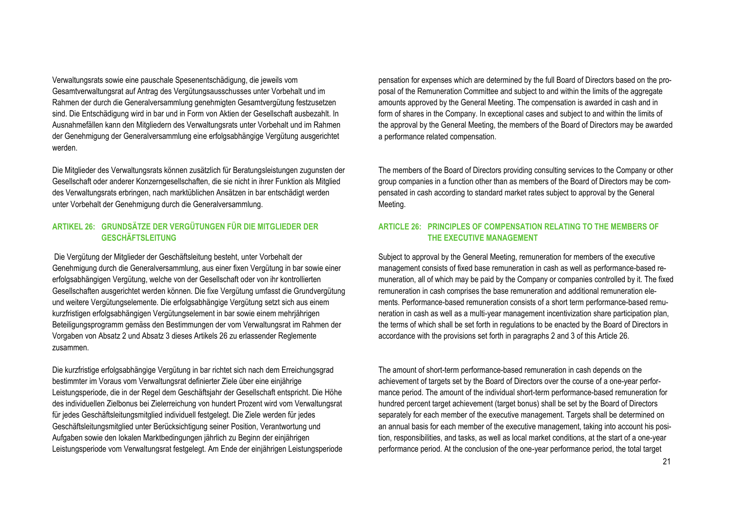Verwaltungsrats sowie eine pauschale Spesenentschädigung, die jeweils vom Gesamtverwaltungsrat auf Antrag des Vergütungsausschusses unter Vorbehalt und im Rahmen der durch die Generalversammlung genehmigten Gesamtvergütung festzusetzen sind. Die Entschädigung wird in bar und in Form von Aktien der Gesellschaft ausbezahlt. In Ausnahmefällen kann den Mitgliedern des Verwaltungsrats unter Vorbehalt und im Rahmen der Genehmigung der Generalversammlung eine erfolgsabhängige Vergütung ausgerichtet werden.

Die Mitglieder des Verwaltungsrats können zusätzlich für Beratungsleistungen zugunsten der Gesellschaft oder anderer Konzerngesellschaften, die sie nicht in ihrer Funktion als Mitglied des Verwaltungsrats erbringen, nach marktüblichen Ansätzen in bar entschädigt werden unter Vorbehalt der Genehmigung durch die Generalversammlung.

### ARTIKEL 26: GRUNDSÄTZE DER VERGÜTUNGEN FÜR DIE MITGLIEDER DER GESCHÄFTSLEITUNG

Die Vergütung der Mitglieder der Geschäftsleitung besteht, unter Vorbehalt der Genehmigung durch die Generalversammlung, aus einer fixen Vergütung in bar sowie einer erfolgsabhängigen Vergütung, welche von der Gesellschaft oder von ihr kontrollierten Gesellschaften ausgerichtet werden können. Die fixe Vergütung umfasst die Grundvergütung und weitere Vergütungselemente. Die erfolgsabhängige Vergütung setzt sich aus einem kurzfristigen erfolgsabhängigen Vergütungselement in bar sowie einem mehrjährigen Beteiligungsprogramm gemäss den Bestimmungen der vom Verwaltungsrat im Rahmen der Vorgaben von Absatz 2 und Absatz 3 dieses Artikels 26 zu erlassender Reglemente zusammen.

Die kurzfristige erfolgsabhängige Vergütung in bar richtet sich nach dem Erreichungsgrad bestimmter im Voraus vom Verwaltungsrat definierter Ziele über eine einjährige Leistungsperiode, die in der Regel dem Geschäftsjahr der Gesellschaft entspricht. Die Höhe des individuellen Zielbonus bei Zielerreichung von hundert Prozent wird vom Verwaltungsrat für jedes Geschäftsleitungsmitglied individuell festgelegt. Die Ziele werden für jedes Geschäftsleitungsmitglied unter Berücksichtigung seiner Position, Verantwortung und Aufgaben sowie den lokalen Marktbedingungen jährlich zu Beginn der einjährigen Leistungsperiode vom Verwaltungsrat festgelegt. Am Ende der einjährigen Leistungsperiode

pensation for expenses which are determined by the full Board of Directors based on the proposal of the Remuneration Committee and subject to and within the limits of the aggregate amounts approved by the General Meeting. The compensation is awarded in cash and in form of shares in the Company. In exceptional cases and subject to and within the limits of the approval by the General Meeting, the members of the Board of Directors may be awarded a performance related compensation.

The members of the Board of Directors providing consulting services to the Company or other group companies in a function other than as members of the Board of Directors may be compensated in cash according to standard market rates subject to approval by the General Meeting.

### ARTICLE 26: PRINCIPLES OF COMPENSATION RELATING TO THE MEMBERS OF THE EXECUTIVE MANAGEMENT

Subject to approval by the General Meeting, remuneration for members of the executive management consists of fixed base remuneration in cash as well as performance-based remuneration, all of which may be paid by the Company or companies controlled by it. The fixed remuneration in cash comprises the base remuneration and additional remuneration elements. Performance-based remuneration consists of a short term performance-based remuneration in cash as well as a multi-year management incentivization share participation plan, the terms of which shall be set forth in regulations to be enacted by the Board of Directors in accordance with the provisions set forth in paragraphs 2 and 3 of this Article 26.

The amount of short-term performance-based remuneration in cash depends on the achievement of targets set by the Board of Directors over the course of a one-year performance period. The amount of the individual short-term performance-based remuneration for hundred percent target achievement (target bonus) shall be set by the Board of Directors separately for each member of the executive management. Targets shall be determined on an annual basis for each member of the executive management, taking into account his position, responsibilities, and tasks, as well as local market conditions, at the start of a one-year performance period. At the conclusion of the one-year performance period, the total target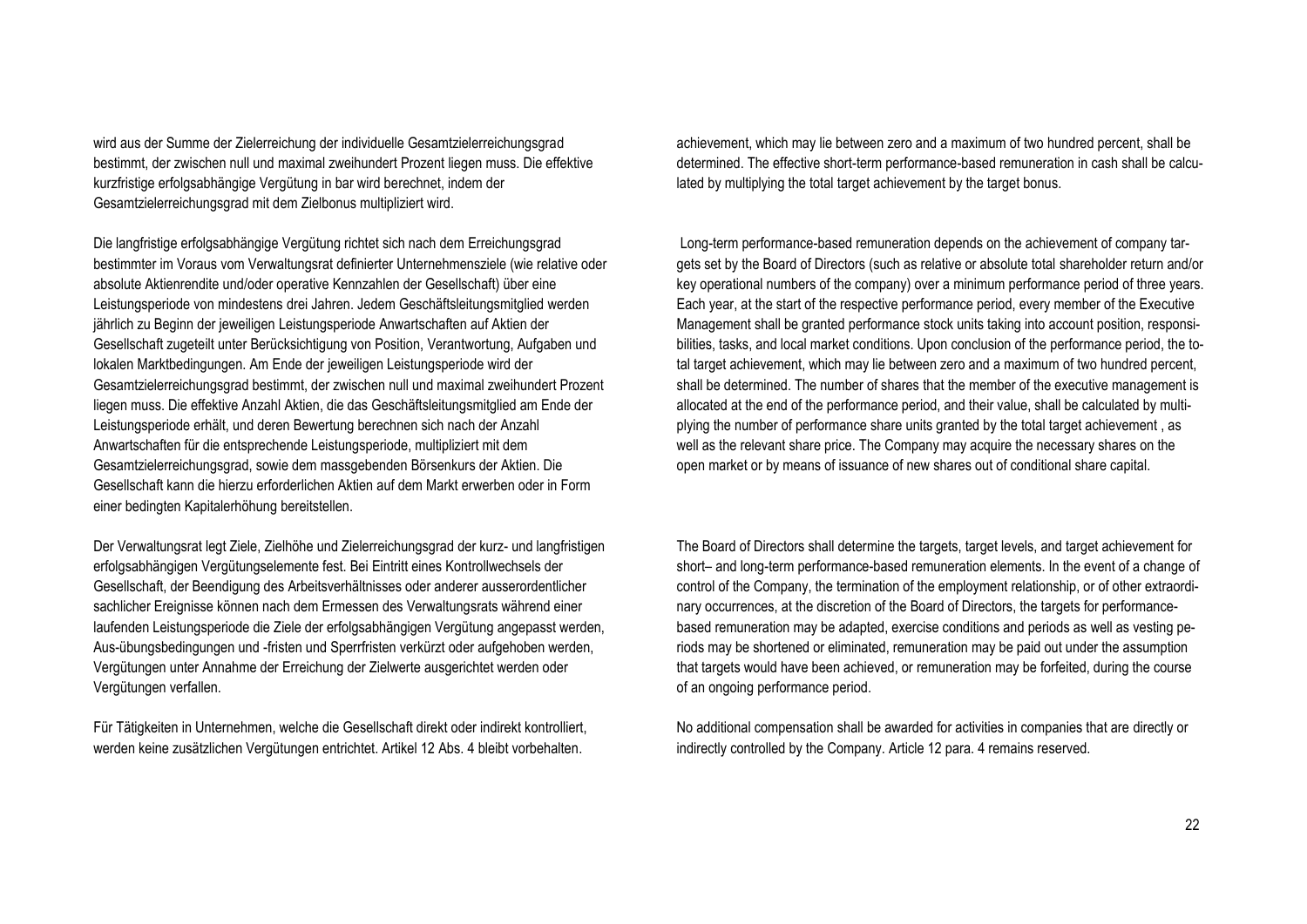wird aus der Summe der Zielerreichung der individuelle Gesamtzielerreichungsgrad bestimmt, der zwischen null und maximal zweihundert Prozent liegen muss. Die effektive kurzfristige erfolgsabhängige Vergütung in bar wird berechnet, indem der Gesamtzielerreichungsgrad mit dem Zielbonus multipliziert wird.

Die langfristige erfolgsabhängige Vergütung richtet sich nach dem Erreichungsgrad bestimmter im Voraus vom Verwaltungsrat definierter Unternehmensziele (wie relative oder absolute Aktienrendite und/oder operative Kennzahlen der Gesellschaft) über eine Leistungsperiode von mindestens drei Jahren. Jedem Geschäftsleitungsmitglied werden jährlich zu Beginn der jeweiligen Leistungsperiode Anwartschaften auf Aktien der Gesellschaft zugeteilt unter Berücksichtigung von Position, Verantwortung, Aufgaben und lokalen Marktbedingungen. Am Ende der jeweiligen Leistungsperiode wird der Gesamtzielerreichungsgrad bestimmt, der zwischen null und maximal zweihundert Prozent liegen muss. Die effektive Anzahl Aktien, die das Geschäftsleitungsmitglied am Ende der Leistungsperiode erhält, und deren Bewertung berechnen sich nach der Anzahl Anwartschaften für die entsprechende Leistungsperiode, multipliziert mit dem Gesamtzielerreichungsgrad, sowie dem massgebenden Börsenkurs der Aktien. Die Gesellschaft kann die hierzu erforderlichen Aktien auf dem Markt erwerben oder in Form einer bedingten Kapitalerhöhung bereitstellen.

Der Verwaltungsrat legt Ziele, Zielhöhe und Zielerreichungsgrad der kurz- und langfristigen erfolgsabhängigen Vergütungselemente fest. Bei Eintritt eines Kontrollwechsels der Gesellschaft, der Beendigung des Arbeitsverhältnisses oder anderer ausserordentlicher sachlicher Ereignisse können nach dem Ermessen des Verwaltungsrats während einer laufenden Leistungsperiode die Ziele der erfolgsabhängigen Vergütung angepasst werden, Aus-übungsbedingungen und -fristen und Sperrfristen verkürzt oder aufgehoben werden, Vergütungen unter Annahme der Erreichung der Zielwerte ausgerichtet werden oder Vergütungen verfallen.

Für Tätigkeiten in Unternehmen, welche die Gesellschaft direkt oder indirekt kontrolliert, werden keine zusätzlichen Vergütungen entrichtet. Artikel 12 Abs. 4 bleibt vorbehalten.

achievement, which may lie between zero and a maximum of two hundred percent, shall be determined. The effective short-term performance-based remuneration in cash shall be calculated by multiplying the total target achievement by the target bonus.

Long-term performance-based remuneration depends on the achievement of company targets set by the Board of Directors (such as relative or absolute total shareholder return and/or key operational numbers of the company) over a minimum performance period of three years. Each year, at the start of the respective performance period, every member of the Executive Management shall be granted performance stock units taking into account position, responsibilities, tasks, and local market conditions. Upon conclusion of the performance period, the total target achievement, which may lie between zero and a maximum of two hundred percent, shall be determined. The number of shares that the member of the executive management is allocated at the end of the performance period, and their value, shall be calculated by multiplying the number of performance share units granted by the total target achievement , as well as the relevant share price. The Company may acquire the necessary shares on the open market or by means of issuance of new shares out of conditional share capital.

The Board of Directors shall determine the targets, target levels, and target achievement for short– and long-term performance-based remuneration elements. In the event of a change of control of the Company, the termination of the employment relationship, or of other extraordinary occurrences, at the discretion of the Board of Directors, the targets for performance-based remuneration may be adapted, exercise conditions and periods as well as vesting periods may be shortened or eliminated, remuneration may be paid out under the assumption that targets would have been achieved, or remuneration may be forfeited, during the course of an ongoing performance period.

No additional compensation shall be awarded for activities in companies that are directly or indirectly controlled by the Company. Article 12 para. 4 remains reserved.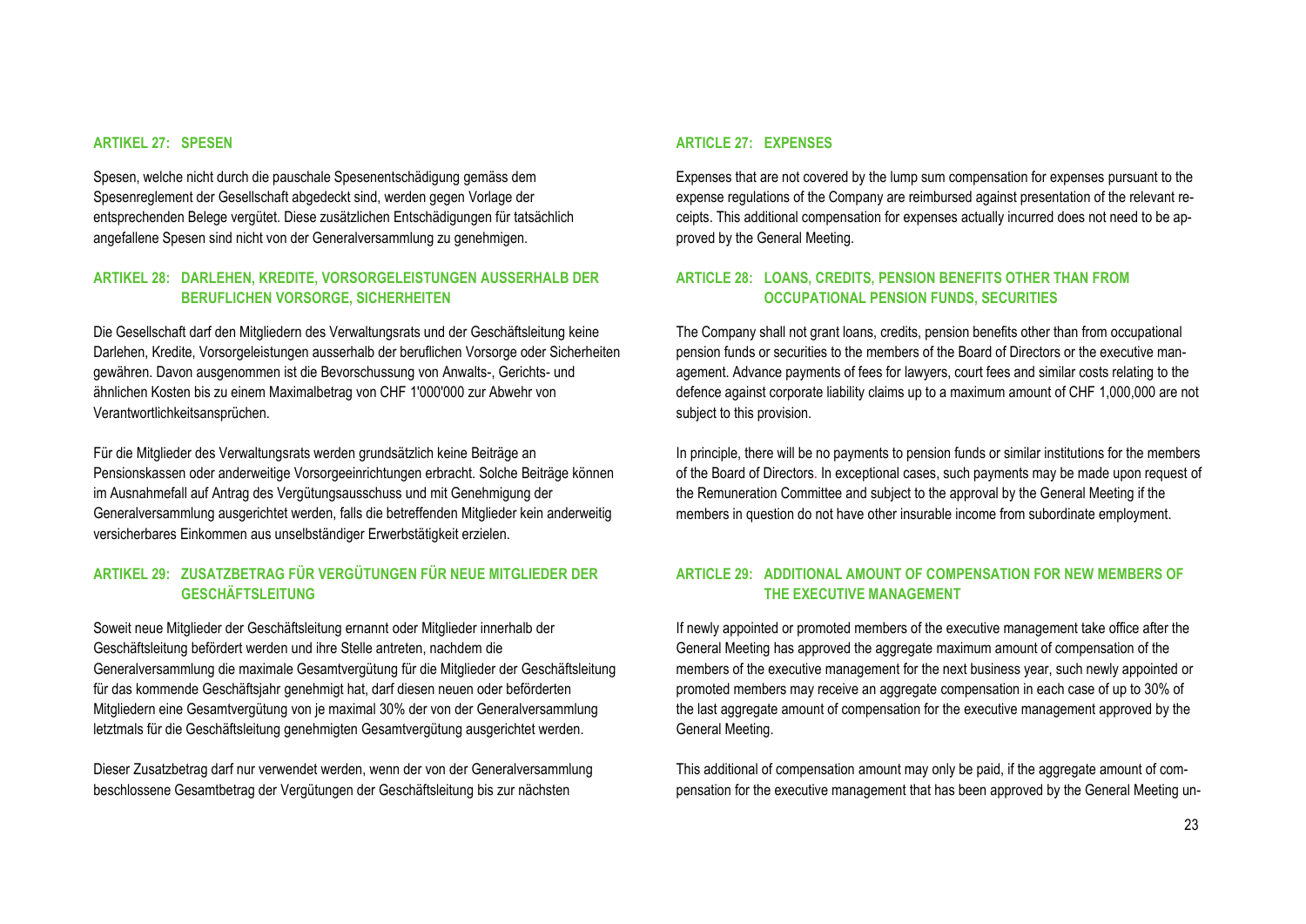### ARTIKEL 27: SPESEN

Spesen, welche nicht durch die pauschale Spesenentschädigung gemäss dem Spesenreglement der Gesellschaft abgedeckt sind, werden gegen Vorlage der entsprechenden Belege vergütet. Diese zusätzlichen Entschädigungen für tatsächlich angefallene Spesen sind nicht von der Generalversammlung zu genehmigen.

### ARTIKEL 28: DARLEHEN, KREDITE, VORSORGELEISTUNGEN AUSSERHALB DER BERUFLICHEN VORSORGE, SICHERHEITEN

Die Gesellschaft darf den Mitgliedern des Verwaltungsrats und der Geschäftsleitung keine Darlehen, Kredite, Vorsorgeleistungen ausserhalb der beruflichen Vorsorge oder Sicherheiten gewähren. Davon ausgenommen ist die Bevorschussung von Anwalts-, Gerichts- und ähnlichen Kosten bis zu einem Maximalbetrag von CHF 1'000'000 zur Abwehr von Verantwortlichkeitsansprüchen.

Für die Mitglieder des Verwaltungsrats werden grundsätzlich keine Beiträge an Pensionskassen oder anderweitige Vorsorgeeinrichtungen erbracht. Solche Beiträge können im Ausnahmefall auf Antrag des Vergütungsausschuss und mit Genehmigung der Generalversammlung ausgerichtet werden, falls die betreffenden Mitglieder kein anderweitig versicherbares Einkommen aus unselbständiger Erwerbstätigkeit erzielen.

### ARTIKEL 29: ZUSATZBETRAG FÜR VERGÜTUNGEN FÜR NEUE MITGLIEDER DER GESCHÄFTSLEITUNG

Soweit neue Mitglieder der Geschäftsleitung ernannt oder Mitglieder innerhalb der Geschäftsleitung befördert werden und ihre Stelle antreten, nachdem die Generalversammlung die maximale Gesamtvergütung für die Mitglieder der Geschäftsleitung für das kommende Geschäftsjahr genehmigt hat, darf diesen neuen oder beförderten Mitgliedern eine Gesamtvergütung von je maximal 30% der von der Generalversammlung letztmals für die Geschäftsleitung genehmigten Gesamtvergütung ausgerichtet werden.

Dieser Zusatzbetrag darf nur verwendet werden, wenn der von der Generalversammlung beschlossene Gesamtbetrag der Vergütungen der Geschäftsleitung bis zur nächsten

### ARTICLE 27: EXPENSES

Expenses that are not covered by the lump sum compensation for expenses pursuant to the expense regulations of the Company are reimbursed against presentation of the relevant receipts. This additional compensation for expenses actually incurred does not need to be approved by the General Meeting.

### ARTICLE 28: LOANS, CREDITS, PENSION BENEFITS OTHER THAN FROM OCCUPATIONAL PENSION FUNDS, SECURITIES

The Company shall not grant loans, credits, pension benefits other than from occupational pension funds or securities to the members of the Board of Directors or the executive management. Advance payments of fees for lawyers, court fees and similar costs relating to the defence against corporate liability claims up to a maximum amount of CHF 1,000,000 are not subject to this provision.

In principle, there will be no payments to pension funds or similar institutions for the members of the Board of Directors. In exceptional cases, such payments may be made upon request of the Remuneration Committee and subject to the approval by the General Meeting if the members in question do not have other insurable income from subordinate employment.

### ARTICLE 29: ADDITIONAL AMOUNT OF COMPENSATION FOR NEW MEMBERS OF THE EXECUTIVE MANAGEMENT

If newly appointed or promoted members of the executive management take office after the General Meeting has approved the aggregate maximum amount of compensation of the members of the executive management for the next business year, such newly appointed or promoted members may receive an aggregate compensation in each case of up to 30% of the last aggregate amount of compensation for the executive management approved by the General Meeting.

This additional of compensation amount may only be paid, if the aggregate amount of compensation for the executive management that has been approved by the General Meeting un-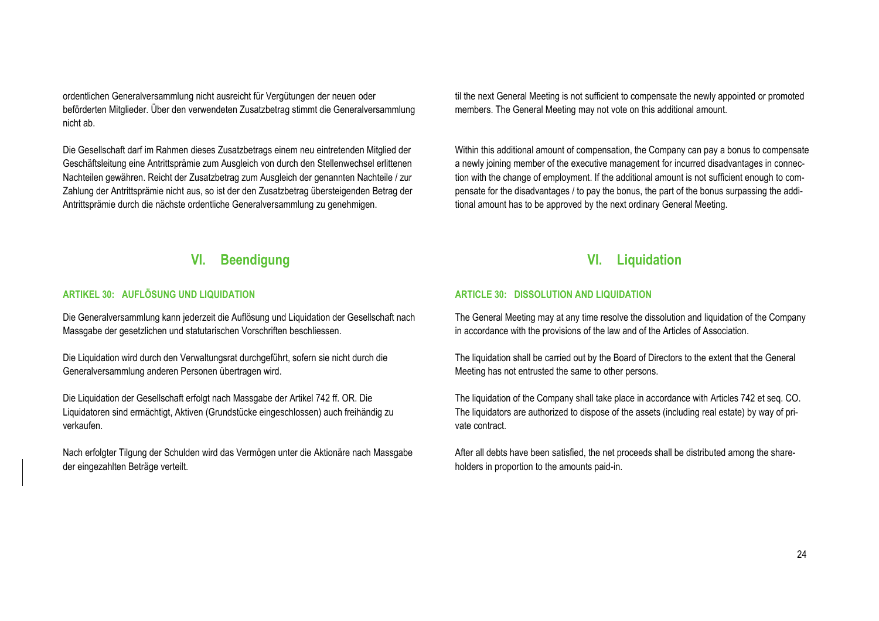ordentlichen Generalversammlung nicht ausreicht für Vergütungen der neuen oder beförderten Mitglieder. Über den verwendeten Zusatzbetrag stimmt die Generalversammlung nicht ab.

Die Gesellschaft darf im Rahmen dieses Zusatzbetrags einem neu eintretenden Mitglied der Geschäftsleitung eine Antrittsprämie zum Ausgleich von durch den Stellenwechsel erlittenen Nachteilen gewähren. Reicht der Zusatzbetrag zum Ausgleich der genannten Nachteile / zur Zahlung der Antrittsprämie nicht aus, so ist der den Zusatzbetrag übersteigenden Betrag der Antrittsprämie durch die nächste ordentliche Generalversammlung zu genehmigen.

## VI. Beendigung

### ARTIKEL 30: AUFLÖSUNG UND LIQUIDATION

Die Generalversammlung kann jederzeit die Auflösung und Liquidation der Gesellschaft nach Massgabe der gesetzlichen und statutarischen Vorschriften beschliessen.

Die Liquidation wird durch den Verwaltungsrat durchgeführt, sofern sie nicht durch die Generalversammlung anderen Personen übertragen wird.

Die Liquidation der Gesellschaft erfolgt nach Massgabe der Artikel 742 ff. OR. Die Liquidatoren sind ermächtigt, Aktiven (Grundstücke eingeschlossen) auch freihändig zu verkaufen.

Nach erfolgter Tilgung der Schulden wird das Vermögen unter die Aktionäre nach Massgabe der eingezahlten Beträge verteilt.

til the next General Meeting is not sufficient to compensate the newly appointed or promoted members. The General Meeting may not vote on this additional amount.

Within this additional amount of compensation, the Company can pay a bonus to compensate a newly joining member of the executive management for incurred disadvantages in connection with the change of employment. If the additional amount is not sufficient enough to compensate for the disadvantages / to pay the bonus, the part of the bonus surpassing the additional amount has to be approved by the next ordinary General Meeting.

## VI. Liquidation

### ARTICLE 30: DISSOLUTION AND LIQUIDATION

The General Meeting may at any time resolve the dissolution and liquidation of the Company in accordance with the provisions of the law and of the Articles of Association.

The liquidation shall be carried out by the Board of Directors to the extent that the General Meeting has not entrusted the same to other persons.

The liquidation of the Company shall take place in accordance with Articles 742 et seq. CO. The liquidators are authorized to dispose of the assets (including real estate) by way of private contract.

After all debts have been satisfied, the net proceeds shall be distributed among the shareholders in proportion to the amounts paid-in.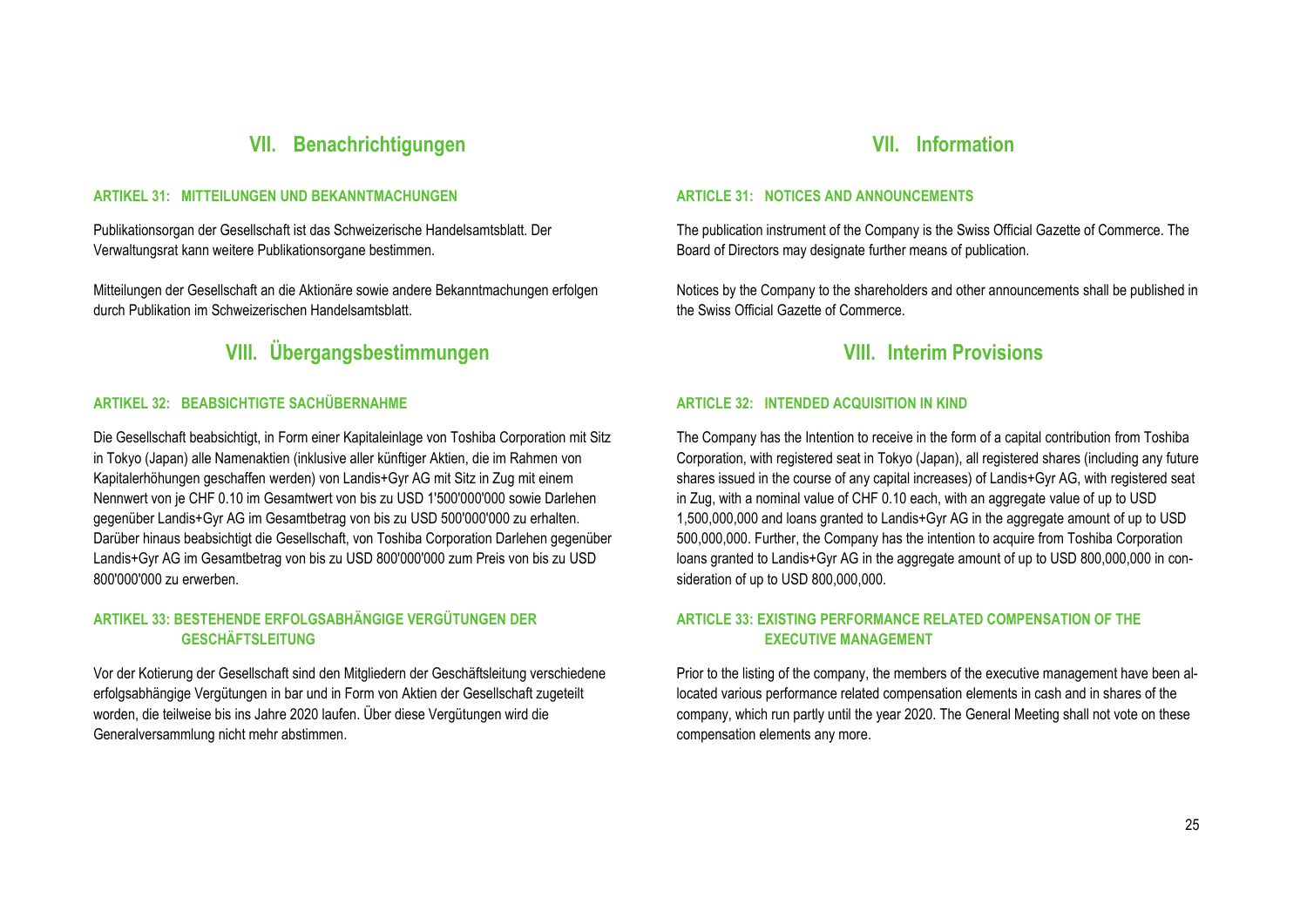## VII. Benachrichtigungen

### ARTIKEL 31: MITTEILUNGEN UND BEKANNTMACHUNGEN

Publikationsorgan der Gesellschaft ist das Schweizerische Handelsamtsblatt. Der Verwaltungsrat kann weitere Publikationsorgane bestimmen.

Mitteilungen der Gesellschaft an die Aktionäre sowie andere Bekanntmachungen erfolgen durch Publikation im Schweizerischen Handelsamtsblatt.

## VIII. Übergangsbestimmungen

### ARTIKEL 32: BEABSICHTIGTE SACHÜBERNAHME

Die Gesellschaft beabsichtigt, in Form einer Kapitaleinlage von Toshiba Corporation mit Sitz in Tokyo (Japan) alle Namenaktien (inklusive aller künftiger Aktien, die im Rahmen von Kapitalerhöhungen geschaffen werden) von Landis+Gyr AG mit Sitz in Zug mit einem Nennwert von je CHF 0.10 im Gesamtwert von bis zu USD 1'500'000'000 sowie Darlehen gegenüber Landis+Gyr AG im Gesamtbetrag von bis zu USD 500'000'000 zu erhalten. Darüber hinaus beabsichtigt die Gesellschaft, von Toshiba Corporation Darlehen gegenüber Landis+Gyr AG im Gesamtbetrag von bis zu USD 800'000'000 zum Preis von bis zu USD 800'000'000 zu erwerben.

### ARTIKEL 33: BESTEHENDE ERFOLGSABHÄNGIGE VERGÜTUNGEN DER GESCHÄFTSLEITUNG

Vor der Kotierung der Gesellschaft sind den Mitgliedern der Geschäftsleitung verschiedene erfolgsabhängige Vergütungen in bar und in Form von Aktien der Gesellschaft zugeteilt worden, die teilweise bis ins Jahre 2020 laufen. Über diese Vergütungen wird die Generalversammlung nicht mehr abstimmen.

## VII. Information

### ARTICLE 31: NOTICES AND ANNOUNCEMENTS

The publication instrument of the Company is the Swiss Official Gazette of Commerce. The Board of Directors may designate further means of publication.

Notices by the Company to the shareholders and other announcements shall be published in the Swiss Official Gazette of Commerce.

## VIII. Interim Provisions

### ARTICLE 32: INTENDED ACQUISITION IN KIND

The Company has the Intention to receive in the form of a capital contribution from Toshiba Corporation, with registered seat in Tokyo (Japan), all registered shares (including any future shares issued in the course of any capital increases) of Landis+Gyr AG, with registered seat in Zug, with a nominal value of CHF 0.10 each, with an aggregate value of up to USD 1,500,000,000 and loans granted to Landis+Gyr AG in the aggregate amount of up to USD 500,000,000. Further, the Company has the intention to acquire from Toshiba Corporation loans granted to Landis+Gyr AG in the aggregate amount of up to USD 800,000,000 in consideration of up to USD 800,000,000.

### ARTICLE 33: EXISTING PERFORMANCE RELATED COMPENSATION OF THE EXECUTIVE MANAGEMENT

Prior to the listing of the company, the members of the executive management have been allocated various performance related compensation elements in cash and in shares of the company, which run partly until the year 2020. The General Meeting shall not vote on these compensation elements any more.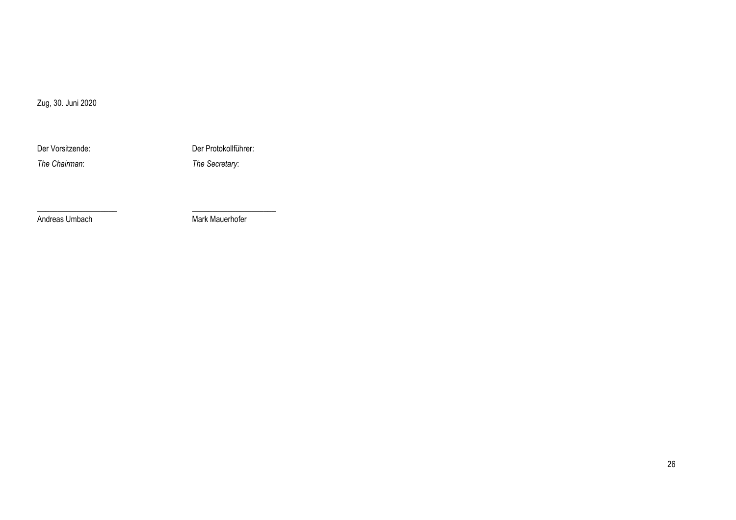Zug, 30. Juni 2020

| Der Vorsitzende: | Der Protokollführer: |
| --- | --- |
| *The Chairman*: | *The Secretary*: |
| ____________________ | ____________________ |
| Andreas Umbach | Mark Mauerhofer |